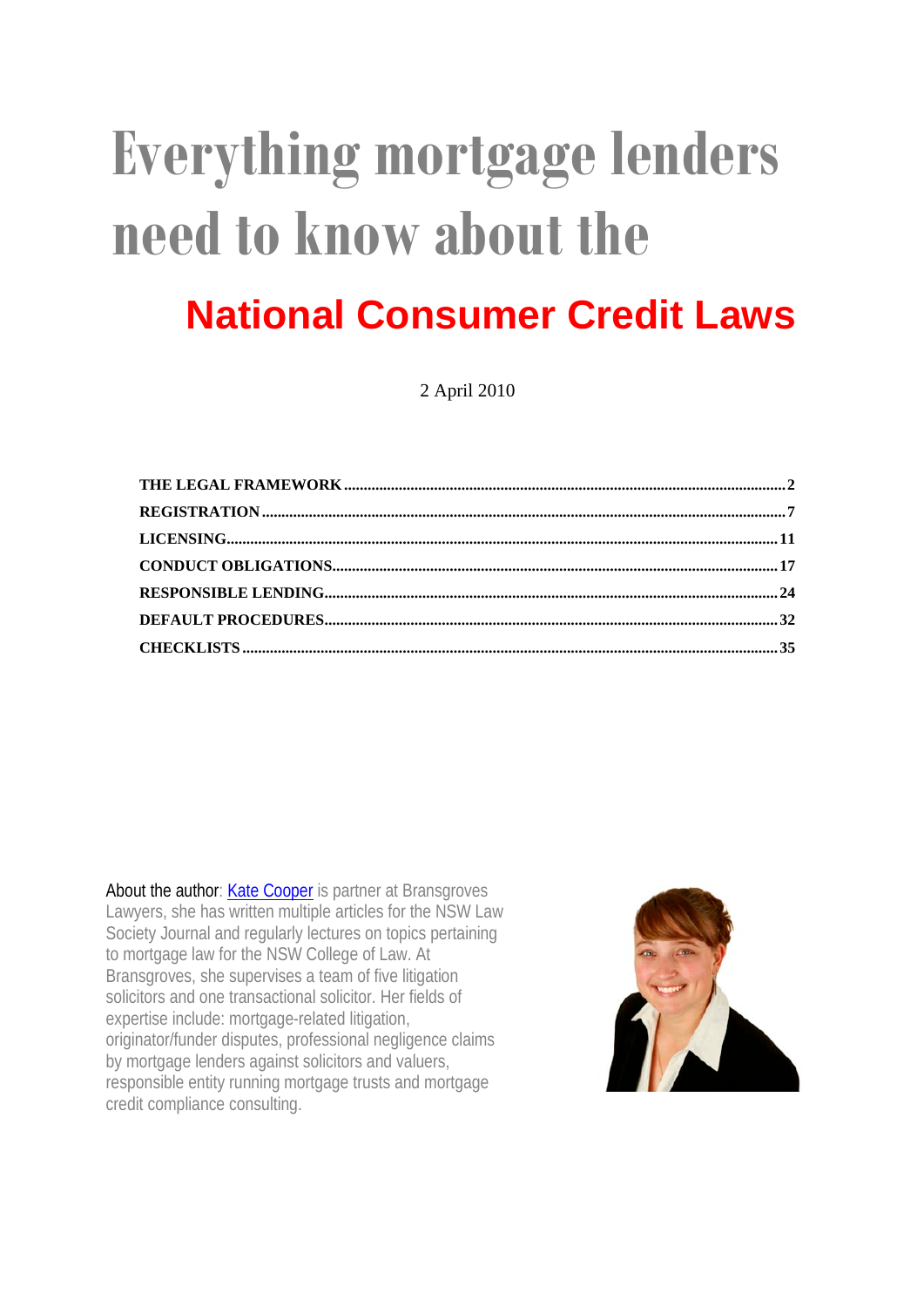# Everything mortgage lenders need to know about the

## National Consumer Credit Laws

2 April 2010

| | |
|---|---|
| **THE LEGAL FRAMEWORK** | **2** |
| **REGISTRATION** | **7** |
| **LICENSING** | **11** |
| **CONDUCT OBLIGATIONS** | **17** |
| **RESPONSIBLE LENDING** | **24** |
| **DEFAULT PROCEDURES** | **32** |
| **CHECKLISTS** | **35** |

About the author: Kate Cooper is partner at Bransgroves Lawyers, she has written multiple articles for the NSW Law Society Journal and regularly lectures on topics pertaining to mortgage law for the NSW College of Law. At Bransgroves, she supervises a team of five litigation solicitors and one transactional solicitor. Her fields of expertise include: mortgage-related litigation, originator/funder disputes, professional negligence claims by mortgage lenders against solicitors and valuers, responsible entity running mortgage trusts and mortgage credit compliance consulting.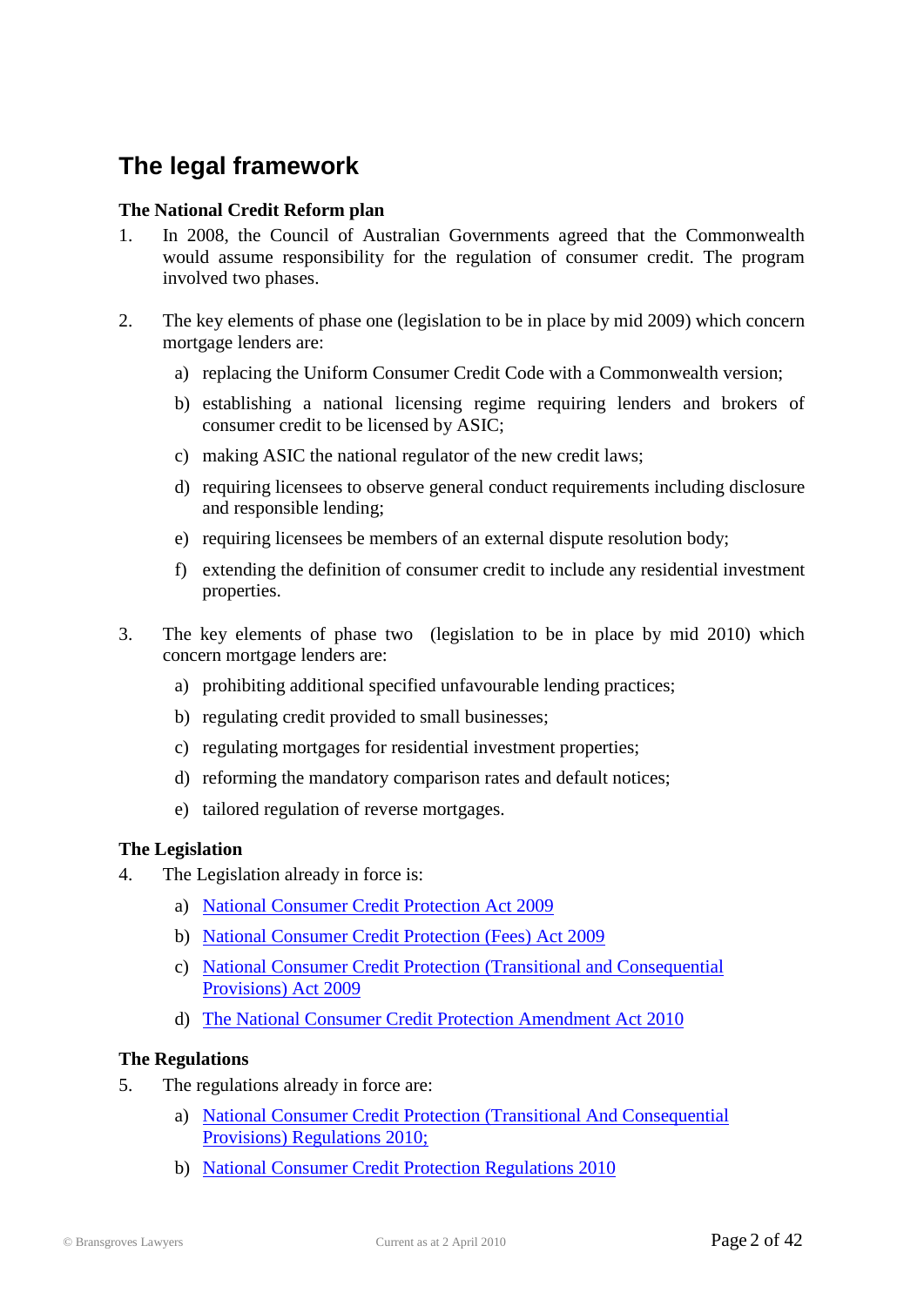# The legal framework

**The National Credit Reform plan**

1. In 2008, the Council of Australian Governments agreed that the Commonwealth would assume responsibility for the regulation of consumer credit. The program involved two phases.

2. The key elements of phase one (legislation to be in place by mid 2009) which concern mortgage lenders are:

   a) replacing the Uniform Consumer Credit Code with a Commonwealth version;

   b) establishing a national licensing regime requiring lenders and brokers of consumer credit to be licensed by ASIC;

   c) making ASIC the national regulator of the new credit laws;

   d) requiring licensees to observe general conduct requirements including disclosure and responsible lending;

   e) requiring licensees be members of an external dispute resolution body;

   f) extending the definition of consumer credit to include any residential investment properties.

3. The key elements of phase two (legislation to be in place by mid 2010) which concern mortgage lenders are:

   a) prohibiting additional specified unfavourable lending practices;

   b) regulating credit provided to small businesses;

   c) regulating mortgages for residential investment properties;

   d) reforming the mandatory comparison rates and default notices;

   e) tailored regulation of reverse mortgages.

**The Legislation**

4. The Legislation already in force is:

   a) National Consumer Credit Protection Act 2009

   b) National Consumer Credit Protection (Fees) Act 2009

   c) National Consumer Credit Protection (Transitional and Consequential Provisions) Act 2009

   d) The National Consumer Credit Protection Amendment Act 2010

**The Regulations**

5. The regulations already in force are:

   a) National Consumer Credit Protection (Transitional And Consequential Provisions) Regulations 2010;

   b) National Consumer Credit Protection Regulations 2010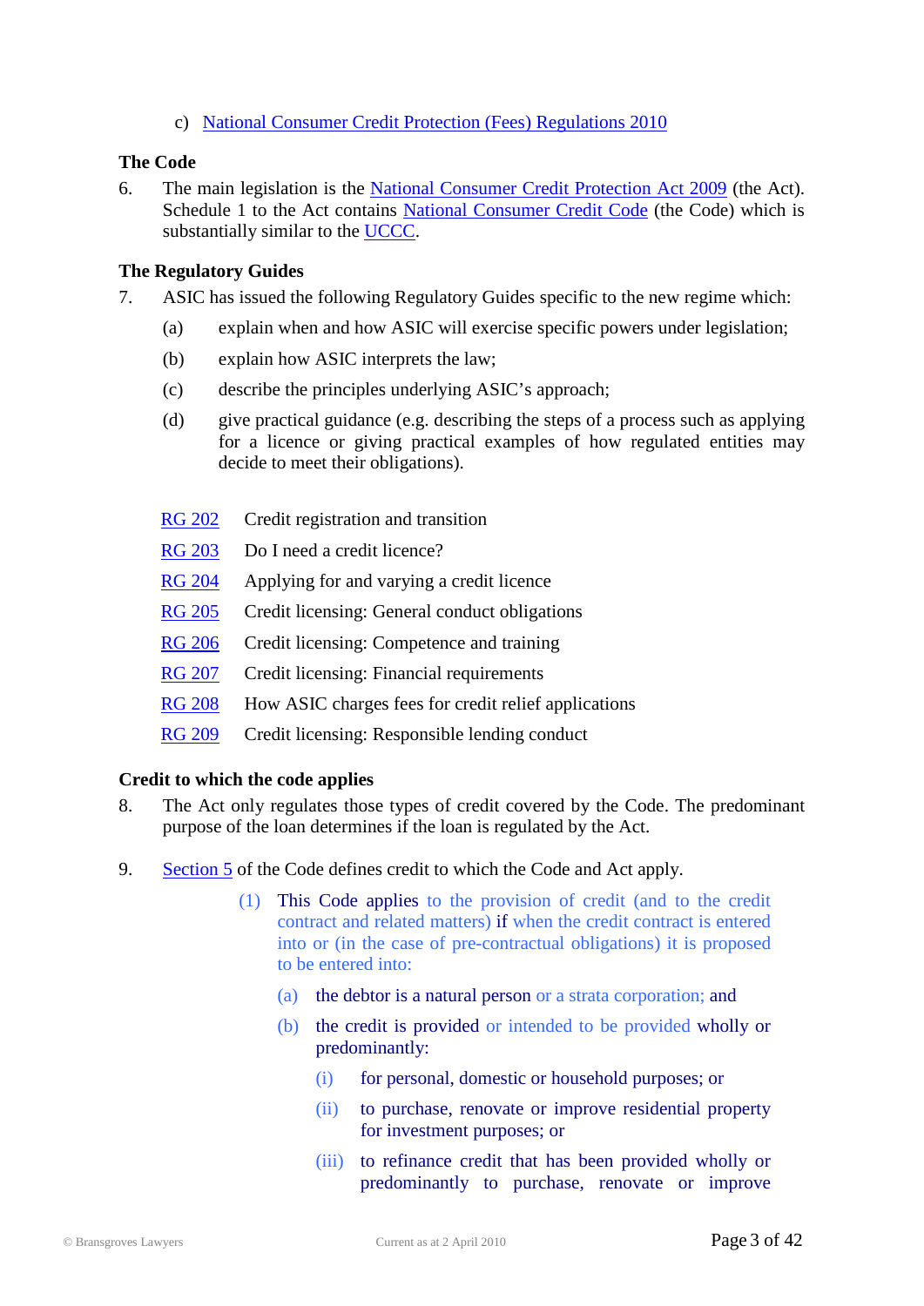c) National Consumer Credit Protection (Fees) Regulations 2010

### The Code

6. The main legislation is the National Consumer Credit Protection Act 2009 (the Act). Schedule 1 to the Act contains National Consumer Credit Code (the Code) which is substantially similar to the UCCC.

### The Regulatory Guides

7. ASIC has issued the following Regulatory Guides specific to the new regime which:

   (a) explain when and how ASIC will exercise specific powers under legislation;

   (b) explain how ASIC interprets the law;

   (c) describe the principles underlying ASIC's approach;

   (d) give practical guidance (e.g. describing the steps of a process such as applying for a licence or giving practical examples of how regulated entities may decide to meet their obligations).

| | |
|---|---|
| RG 202 | Credit registration and transition |
| RG 203 | Do I need a credit licence? |
| RG 204 | Applying for and varying a credit licence |
| RG 205 | Credit licensing: General conduct obligations |
| RG 206 | Credit licensing: Competence and training |
| RG 207 | Credit licensing: Financial requirements |
| RG 208 | How ASIC charges fees for credit relief applications |
| RG 209 | Credit licensing: Responsible lending conduct |

### Credit to which the code applies

8. The Act only regulates those types of credit covered by the Code. The predominant purpose of the loan determines if the loan is regulated by the Act.

9. Section 5 of the Code defines credit to which the Code and Act apply.

   (1) This Code applies to the provision of credit (and to the credit contract and related matters) if when the credit contract is entered into or (in the case of pre-contractual obligations) it is proposed to be entered into:

      (a) the debtor is a natural person or a strata corporation; and

      (b) the credit is provided or intended to be provided wholly or predominantly:

         (i) for personal, domestic or household purposes; or

         (ii) to purchase, renovate or improve residential property for investment purposes; or

         (iii) to refinance credit that has been provided wholly or predominantly to purchase, renovate or improve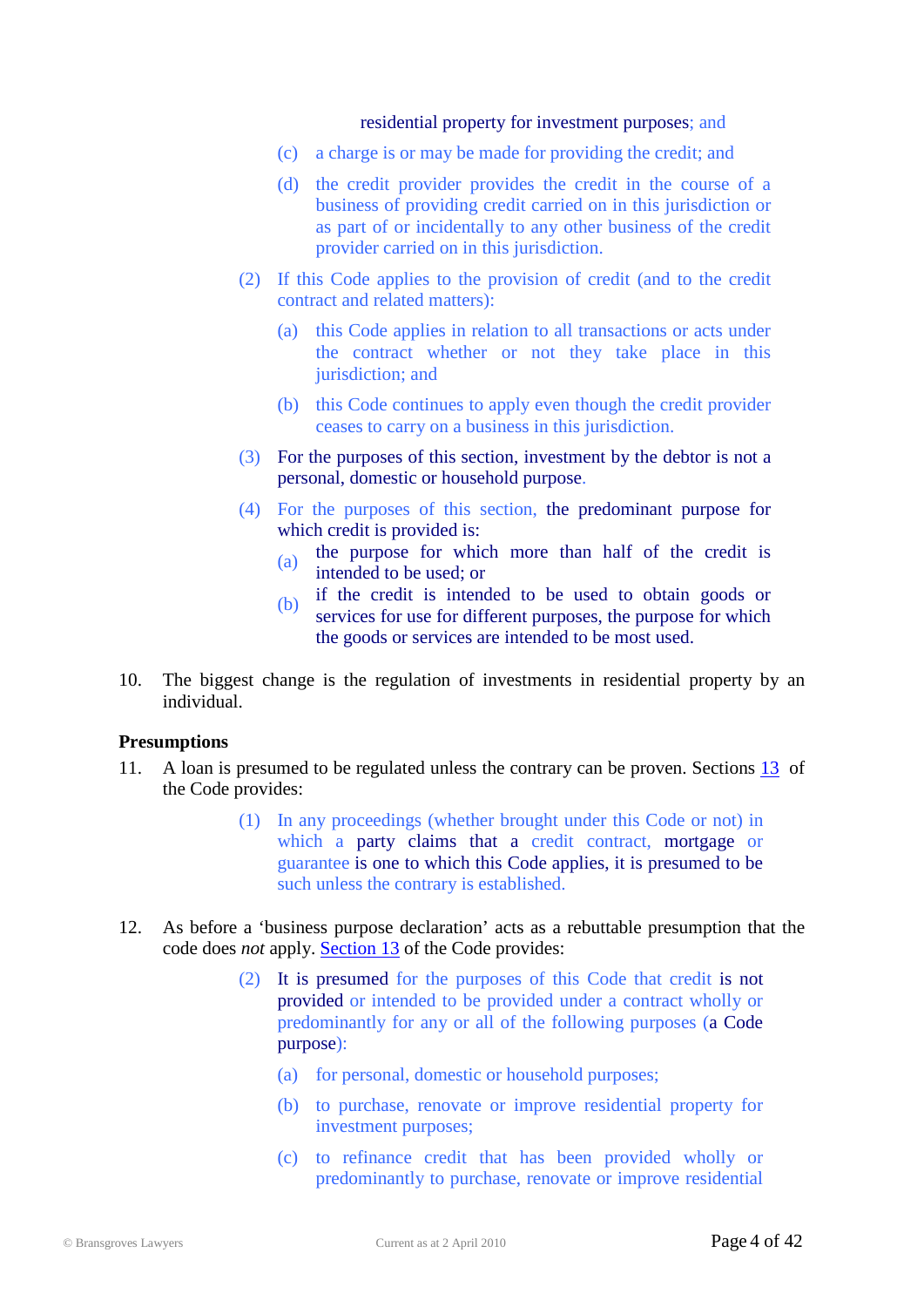residential property for investment purposes; and

(c) a charge is or may be made for providing the credit; and

(d) the credit provider provides the credit in the course of a business of providing credit carried on in this jurisdiction or as part of or incidentally to any other business of the credit provider carried on in this jurisdiction.

(2) If this Code applies to the provision of credit (and to the credit contract and related matters):

(a) this Code applies in relation to all transactions or acts under the contract whether or not they take place in this jurisdiction; and

(b) this Code continues to apply even though the credit provider ceases to carry on a business in this jurisdiction.

(3) For the purposes of this section, investment by the debtor is not a personal, domestic or household purpose.

(4) For the purposes of this section, the predominant purpose for which credit is provided is:

(a) the purpose for which more than half of the credit is intended to be used; or

(b) if the credit is intended to be used to obtain goods or services for use for different purposes, the purpose for which the goods or services are intended to be most used.

10. The biggest change is the regulation of investments in residential property by an individual.

**Presumptions**

11. A loan is presumed to be regulated unless the contrary can be proven. Sections 13 of the Code provides:

> (1) In any proceedings (whether brought under this Code or not) in which a party claims that a credit contract, mortgage or guarantee is one to which this Code applies, it is presumed to be such unless the contrary is established.

12. As before a 'business purpose declaration' acts as a rebuttable presumption that the code does *not* apply. Section 13 of the Code provides:

> (2) It is presumed for the purposes of this Code that credit is not provided or intended to be provided under a contract wholly or predominantly for any or all of the following purposes (a Code purpose):
>
> (a) for personal, domestic or household purposes;
>
> (b) to purchase, renovate or improve residential property for investment purposes;
>
> (c) to refinance credit that has been provided wholly or predominantly to purchase, renovate or improve residential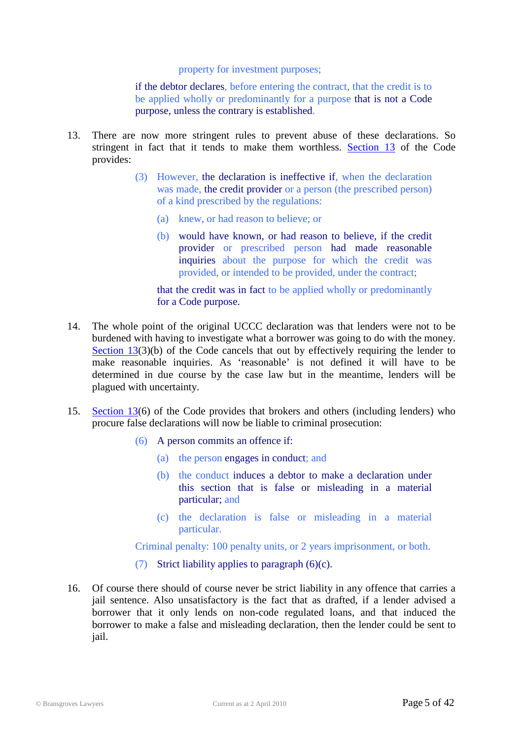property for investment purposes;

if the debtor declares, before entering the contract, that the credit is to be applied wholly or predominantly for a purpose that is not a Code purpose, unless the contrary is established.

13. There are now more stringent rules to prevent abuse of these declarations. So stringent in fact that it tends to make them worthless. Section 13 of the Code provides:

> (3) However, the declaration is ineffective if, when the declaration was made, the credit provider or a person (the prescribed person) of a kind prescribed by the regulations:
>
> (a) knew, or had reason to believe; or
>
> (b) would have known, or had reason to believe, if the credit provider or prescribed person had made reasonable inquiries about the purpose for which the credit was provided, or intended to be provided, under the contract;
>
> that the credit was in fact to be applied wholly or predominantly for a Code purpose.

14. The whole point of the original UCCC declaration was that lenders were not to be burdened with having to investigate what a borrower was going to do with the money. Section 13(3)(b) of the Code cancels that out by effectively requiring the lender to make reasonable inquiries. As 'reasonable' is not defined it will have to be determined in due course by the case law but in the meantime, lenders will be plagued with uncertainty.

15. Section 13(6) of the Code provides that brokers and others (including lenders) who procure false declarations will now be liable to criminal prosecution:

> (6) A person commits an offence if:
>
> (a) the person engages in conduct; and
>
> (b) the conduct induces a debtor to make a declaration under this section that is false or misleading in a material particular; and
>
> (c) the declaration is false or misleading in a material particular.
>
> Criminal penalty: 100 penalty units, or 2 years imprisonment, or both.
>
> (7) Strict liability applies to paragraph (6)(c).

16. Of course there should of course never be strict liability in any offence that carries a jail sentence. Also unsatisfactory is the fact that as drafted, if a lender advised a borrower that it only lends on non-code regulated loans, and that induced the borrower to make a false and misleading declaration, then the lender could be sent to jail.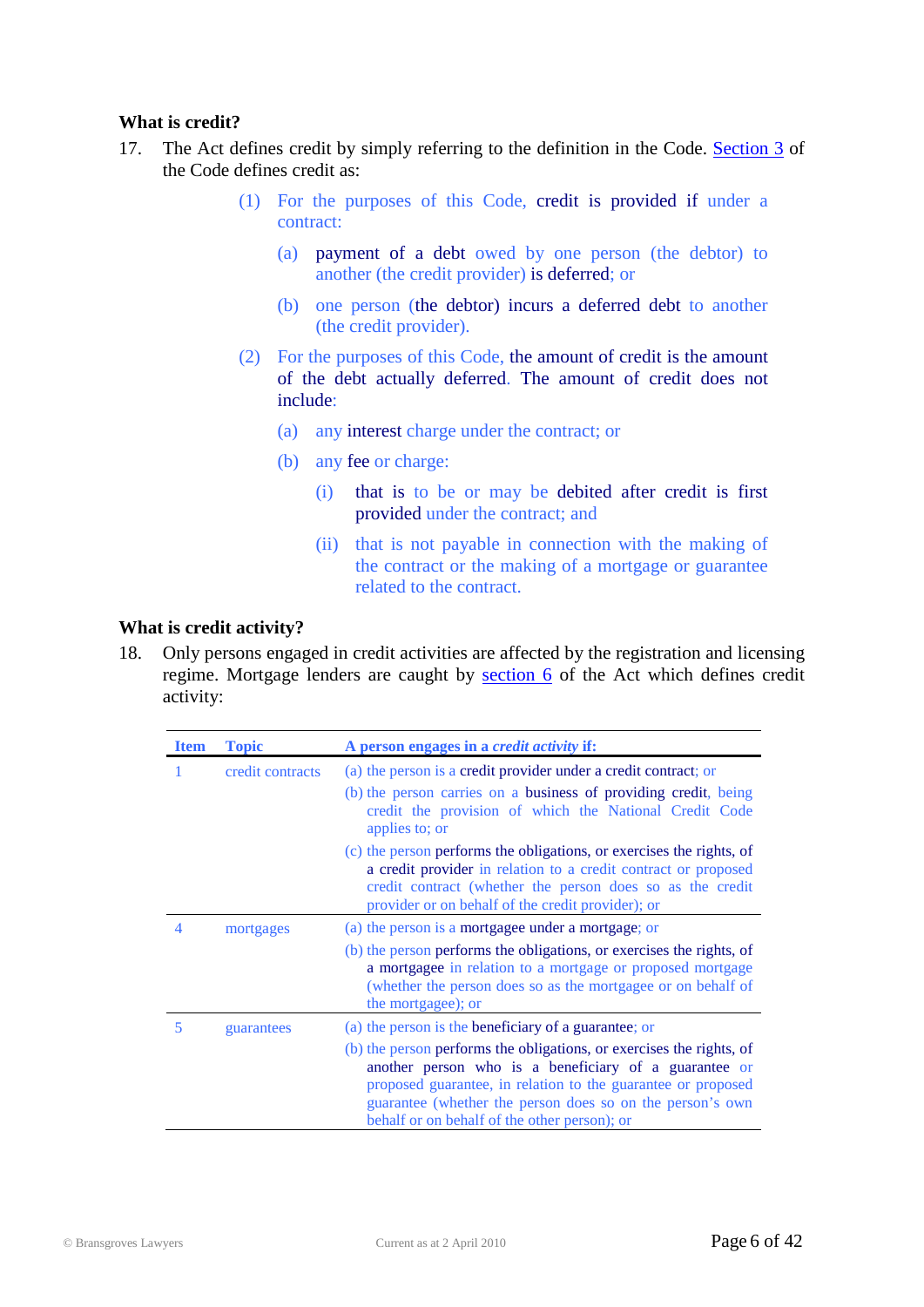**What is credit?**

17. The Act defines credit by simply referring to the definition in the Code. Section 3 of the Code defines credit as:

> (1) For the purposes of this Code, credit is provided if under a contract:
>
> (a) payment of a debt owed by one person (the debtor) to another (the credit provider) is deferred; or
>
> (b) one person (the debtor) incurs a deferred debt to another (the credit provider).
>
> (2) For the purposes of this Code, the amount of credit is the amount of the debt actually deferred. The amount of credit does not include:
>
> (a) any interest charge under the contract; or
>
> (b) any fee or charge:
>
> (i) that is to be or may be debited after credit is first provided under the contract; and
>
> (ii) that is not payable in connection with the making of the contract or the making of a mortgage or guarantee related to the contract.

**What is credit activity?**

18. Only persons engaged in credit activities are affected by the registration and licensing regime. Mortgage lenders are caught by section 6 of the Act which defines credit activity:

| Item | Topic | A person engages in a *credit activity* if: |
|---|---|---|
| 1 | credit contracts | (a) the person is a credit provider under a credit contract; or<br>(b) the person carries on a business of providing credit, being credit the provision of which the National Credit Code applies to; or<br>(c) the person performs the obligations, or exercises the rights, of a credit provider in relation to a credit contract or proposed credit contract (whether the person does so as the credit provider or on behalf of the credit provider); or |
| 4 | mortgages | (a) the person is a mortgagee under a mortgage; or<br>(b) the person performs the obligations, or exercises the rights, of a mortgagee in relation to a mortgage or proposed mortgage (whether the person does so as the mortgagee or on behalf of the mortgagee); or |
| 5 | guarantees | (a) the person is the beneficiary of a guarantee; or<br>(b) the person performs the obligations, or exercises the rights, of another person who is a beneficiary of a guarantee or proposed guarantee, in relation to the guarantee or proposed guarantee (whether the person does so on the person's own behalf or on behalf of the other person); or |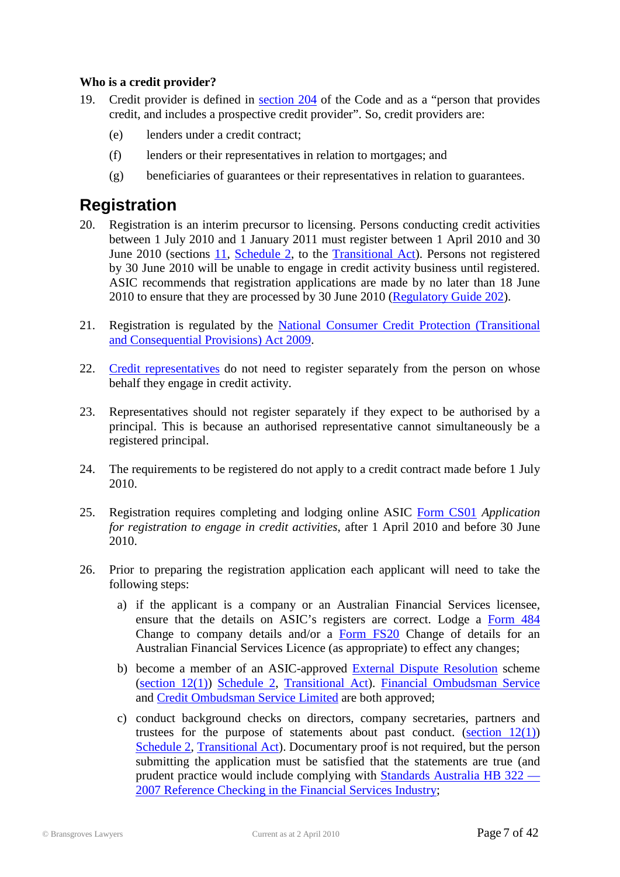**Who is a credit provider?**

19. Credit provider is defined in section 204 of the Code and as a "person that provides credit, and includes a prospective credit provider". So, credit providers are:

    (e) lenders under a credit contract;

    (f) lenders or their representatives in relation to mortgages; and

    (g) beneficiaries of guarantees or their representatives in relation to guarantees.

## Registration

20. Registration is an interim precursor to licensing. Persons conducting credit activities between 1 July 2010 and 1 January 2011 must register between 1 April 2010 and 30 June 2010 (sections 11, Schedule 2, to the Transitional Act). Persons not registered by 30 June 2010 will be unable to engage in credit activity business until registered. ASIC recommends that registration applications are made by no later than 18 June 2010 to ensure that they are processed by 30 June 2010 (Regulatory Guide 202).

21. Registration is regulated by the National Consumer Credit Protection (Transitional and Consequential Provisions) Act 2009.

22. Credit representatives do not need to register separately from the person on whose behalf they engage in credit activity.

23. Representatives should not register separately if they expect to be authorised by a principal. This is because an authorised representative cannot simultaneously be a registered principal.

24. The requirements to be registered do not apply to a credit contract made before 1 July 2010.

25. Registration requires completing and lodging online ASIC Form CS01 *Application for registration to engage in credit activities*, after 1 April 2010 and before 30 June 2010.

26. Prior to preparing the registration application each applicant will need to take the following steps:

    a) if the applicant is a company or an Australian Financial Services licensee, ensure that the details on ASIC's registers are correct. Lodge a Form 484 Change to company details and/or a Form FS20 Change of details for an Australian Financial Services Licence (as appropriate) to effect any changes;

    b) become a member of an ASIC-approved External Dispute Resolution scheme (section 12(1)) Schedule 2, Transitional Act). Financial Ombudsman Service and Credit Ombudsman Service Limited are both approved;

    c) conduct background checks on directors, company secretaries, partners and trustees for the purpose of statements about past conduct. (section 12(1)) Schedule 2, Transitional Act). Documentary proof is not required, but the person submitting the application must be satisfied that the statements are true (and prudent practice would include complying with Standards Australia HB 322 — 2007 Reference Checking in the Financial Services Industry;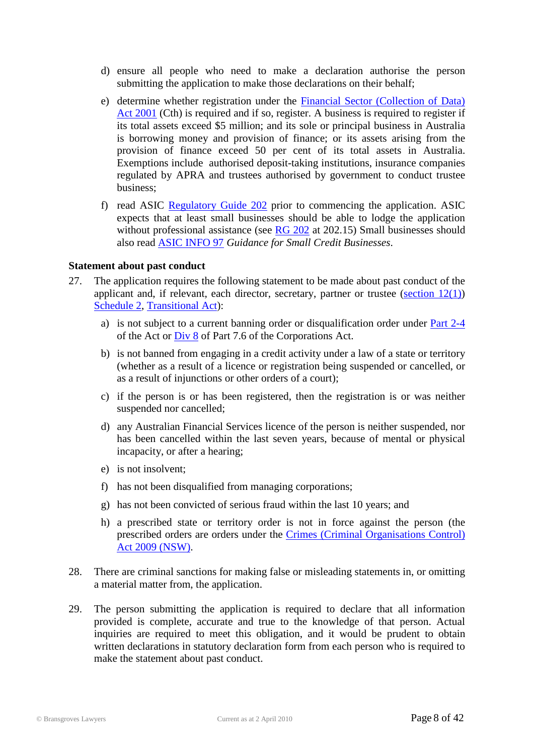d) ensure all people who need to make a declaration authorise the person submitting the application to make those declarations on their behalf;

e) determine whether registration under the Financial Sector (Collection of Data) Act 2001 (Cth) is required and if so, register. A business is required to register if its total assets exceed $5 million; and its sole or principal business in Australia is borrowing money and provision of finance; or its assets arising from the provision of finance exceed 50 per cent of its total assets in Australia. Exemptions include authorised deposit-taking institutions, insurance companies regulated by APRA and trustees authorised by government to conduct trustee business;

f) read ASIC Regulatory Guide 202 prior to commencing the application. ASIC expects that at least small businesses should be able to lodge the application without professional assistance (see RG 202 at 202.15) Small businesses should also read ASIC INFO 97 *Guidance for Small Credit Businesses*.

**Statement about past conduct**

27. The application requires the following statement to be made about past conduct of the applicant and, if relevant, each director, secretary, partner or trustee (section 12(1)) Schedule 2, Transitional Act):

   a) is not subject to a current banning order or disqualification order under Part 2-4 of the Act or Div 8 of Part 7.6 of the Corporations Act.

   b) is not banned from engaging in a credit activity under a law of a state or territory (whether as a result of a licence or registration being suspended or cancelled, or as a result of injunctions or other orders of a court);

   c) if the person is or has been registered, then the registration is or was neither suspended nor cancelled;

   d) any Australian Financial Services licence of the person is neither suspended, nor has been cancelled within the last seven years, because of mental or physical incapacity, or after a hearing;

   e) is not insolvent;

   f) has not been disqualified from managing corporations;

   g) has not been convicted of serious fraud within the last 10 years; and

   h) a prescribed state or territory order is not in force against the person (the prescribed orders are orders under the Crimes (Criminal Organisations Control) Act 2009 (NSW).

28. There are criminal sanctions for making false or misleading statements in, or omitting a material matter from, the application.

29. The person submitting the application is required to declare that all information provided is complete, accurate and true to the knowledge of that person. Actual inquiries are required to meet this obligation, and it would be prudent to obtain written declarations in statutory declaration form from each person who is required to make the statement about past conduct.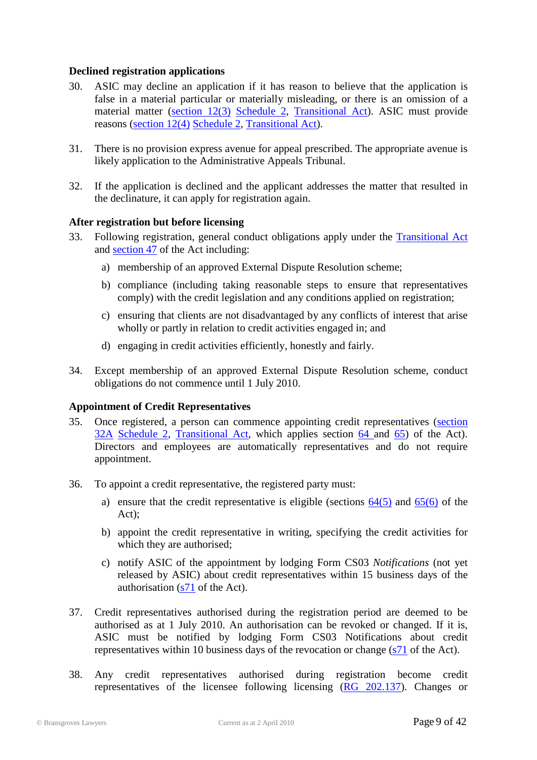### Declined registration applications

30. ASIC may decline an application if it has reason to believe that the application is false in a material particular or materially misleading, or there is an omission of a material matter (section 12(3) Schedule 2, Transitional Act). ASIC must provide reasons (section 12(4) Schedule 2, Transitional Act).

31. There is no provision express avenue for appeal prescribed. The appropriate avenue is likely application to the Administrative Appeals Tribunal.

32. If the application is declined and the applicant addresses the matter that resulted in the declinature, it can apply for registration again.

### After registration but before licensing

33. Following registration, general conduct obligations apply under the Transitional Act and section 47 of the Act including:

    a) membership of an approved External Dispute Resolution scheme;

    b) compliance (including taking reasonable steps to ensure that representatives comply) with the credit legislation and any conditions applied on registration;

    c) ensuring that clients are not disadvantaged by any conflicts of interest that arise wholly or partly in relation to credit activities engaged in; and

    d) engaging in credit activities efficiently, honestly and fairly.

34. Except membership of an approved External Dispute Resolution scheme, conduct obligations do not commence until 1 July 2010.

### Appointment of Credit Representatives

35. Once registered, a person can commence appointing credit representatives (section 32A Schedule 2, Transitional Act, which applies section 64 and 65) of the Act). Directors and employees are automatically representatives and do not require appointment.

36. To appoint a credit representative, the registered party must:

    a) ensure that the credit representative is eligible (sections 64(5) and 65(6) of the Act);

    b) appoint the credit representative in writing, specifying the credit activities for which they are authorised;

    c) notify ASIC of the appointment by lodging Form CS03 *Notifications* (not yet released by ASIC) about credit representatives within 15 business days of the authorisation (s71 of the Act).

37. Credit representatives authorised during the registration period are deemed to be authorised as at 1 July 2010. An authorisation can be revoked or changed. If it is, ASIC must be notified by lodging Form CS03 Notifications about credit representatives within 10 business days of the revocation or change (s71 of the Act).

38. Any credit representatives authorised during registration become credit representatives of the licensee following licensing (RG 202.137). Changes or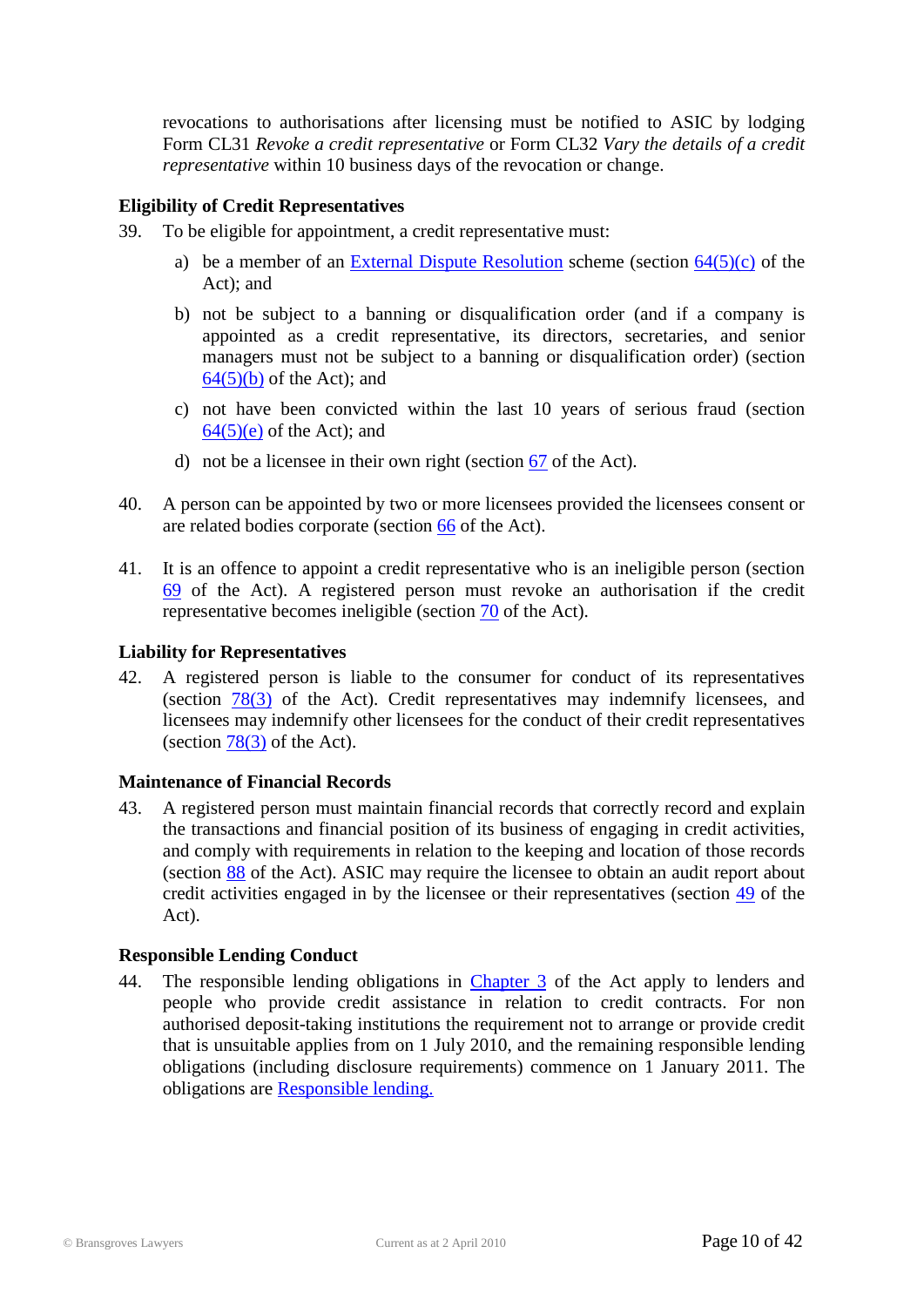revocations to authorisations after licensing must be notified to ASIC by lodging Form CL31 *Revoke a credit representative* or Form CL32 *Vary the details of a credit representative* within 10 business days of the revocation or change.

**Eligibility of Credit Representatives**

39. To be eligible for appointment, a credit representative must:

    a) be a member of an External Dispute Resolution scheme (section 64(5)(c) of the Act); and

    b) not be subject to a banning or disqualification order (and if a company is appointed as a credit representative, its directors, secretaries, and senior managers must not be subject to a banning or disqualification order) (section 64(5)(b) of the Act); and

    c) not have been convicted within the last 10 years of serious fraud (section 64(5)(e) of the Act); and

    d) not be a licensee in their own right (section 67 of the Act).

40. A person can be appointed by two or more licensees provided the licensees consent or are related bodies corporate (section 66 of the Act).

41. It is an offence to appoint a credit representative who is an ineligible person (section 69 of the Act). A registered person must revoke an authorisation if the credit representative becomes ineligible (section 70 of the Act).

**Liability for Representatives**

42. A registered person is liable to the consumer for conduct of its representatives (section 78(3) of the Act). Credit representatives may indemnify licensees, and licensees may indemnify other licensees for the conduct of their credit representatives (section 78(3) of the Act).

**Maintenance of Financial Records**

43. A registered person must maintain financial records that correctly record and explain the transactions and financial position of its business of engaging in credit activities, and comply with requirements in relation to the keeping and location of those records (section 88 of the Act). ASIC may require the licensee to obtain an audit report about credit activities engaged in by the licensee or their representatives (section 49 of the Act).

**Responsible Lending Conduct**

44. The responsible lending obligations in Chapter 3 of the Act apply to lenders and people who provide credit assistance in relation to credit contracts. For non authorised deposit-taking institutions the requirement not to arrange or provide credit that is unsuitable applies from on 1 July 2010, and the remaining responsible lending obligations (including disclosure requirements) commence on 1 January 2011. The obligations are Responsible lending.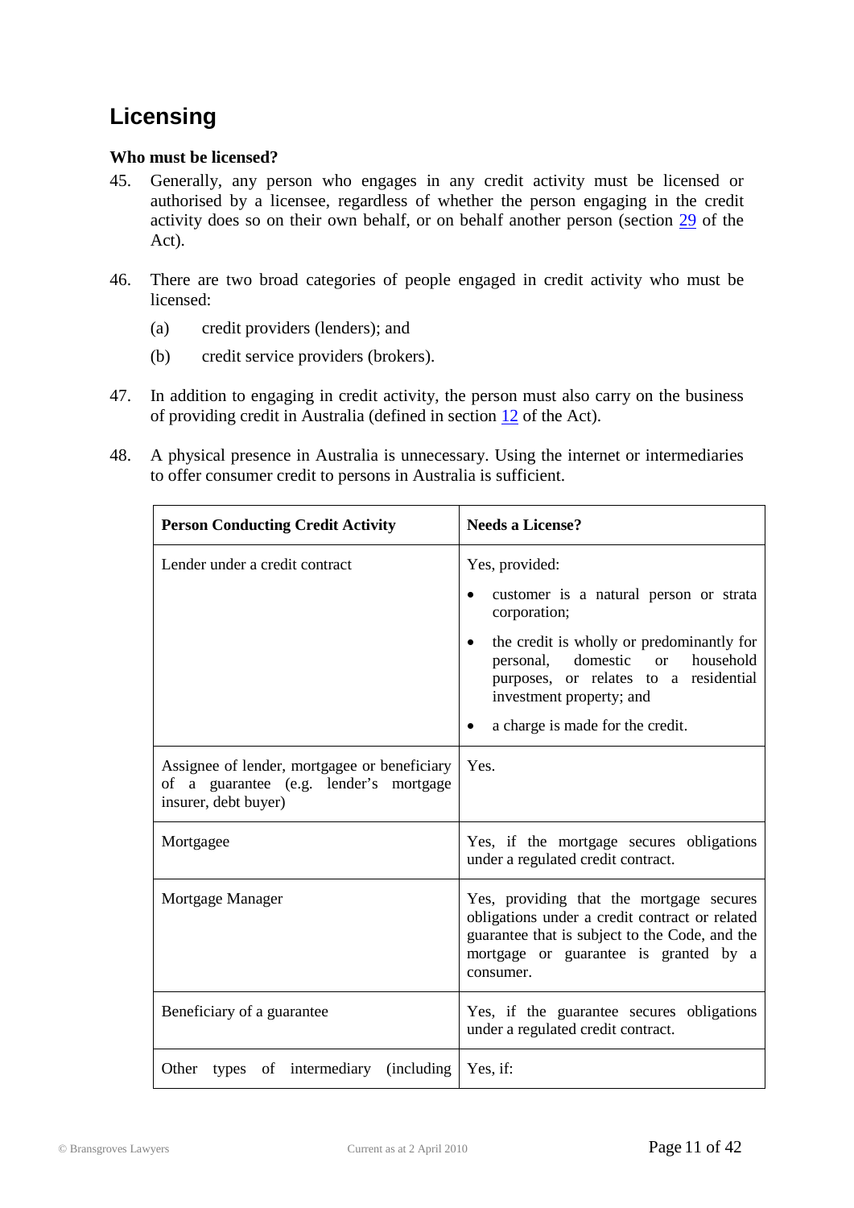## Licensing

**Who must be licensed?**

45. Generally, any person who engages in any credit activity must be licensed or authorised by a licensee, regardless of whether the person engaging in the credit activity does so on their own behalf, or on behalf another person (section 29 of the Act).

46. There are two broad categories of people engaged in credit activity who must be licensed:

    (a) credit providers (lenders); and

    (b) credit service providers (brokers).

47. In addition to engaging in credit activity, the person must also carry on the business of providing credit in Australia (defined in section 12 of the Act).

48. A physical presence in Australia is unnecessary. Using the internet or intermediaries to offer consumer credit to persons in Australia is sufficient.

| **Person Conducting Credit Activity** | **Needs a License?** |
|---|---|
| Lender under a credit contract | Yes, provided:<br>• customer is a natural person or strata corporation;<br>• the credit is wholly or predominantly for personal, domestic or household purposes, or relates to a residential investment property; and<br>• a charge is made for the credit. |
| Assignee of lender, mortgagee or beneficiary of a guarantee (e.g. lender's mortgage insurer, debt buyer) | Yes. |
| Mortgagee | Yes, if the mortgage secures obligations under a regulated credit contract. |
| Mortgage Manager | Yes, providing that the mortgage secures obligations under a credit contract or related guarantee that is subject to the Code, and the mortgage or guarantee is granted by a consumer. |
| Beneficiary of a guarantee | Yes, if the guarantee secures obligations under a regulated credit contract. |
| Other types of intermediary (including | Yes, if: |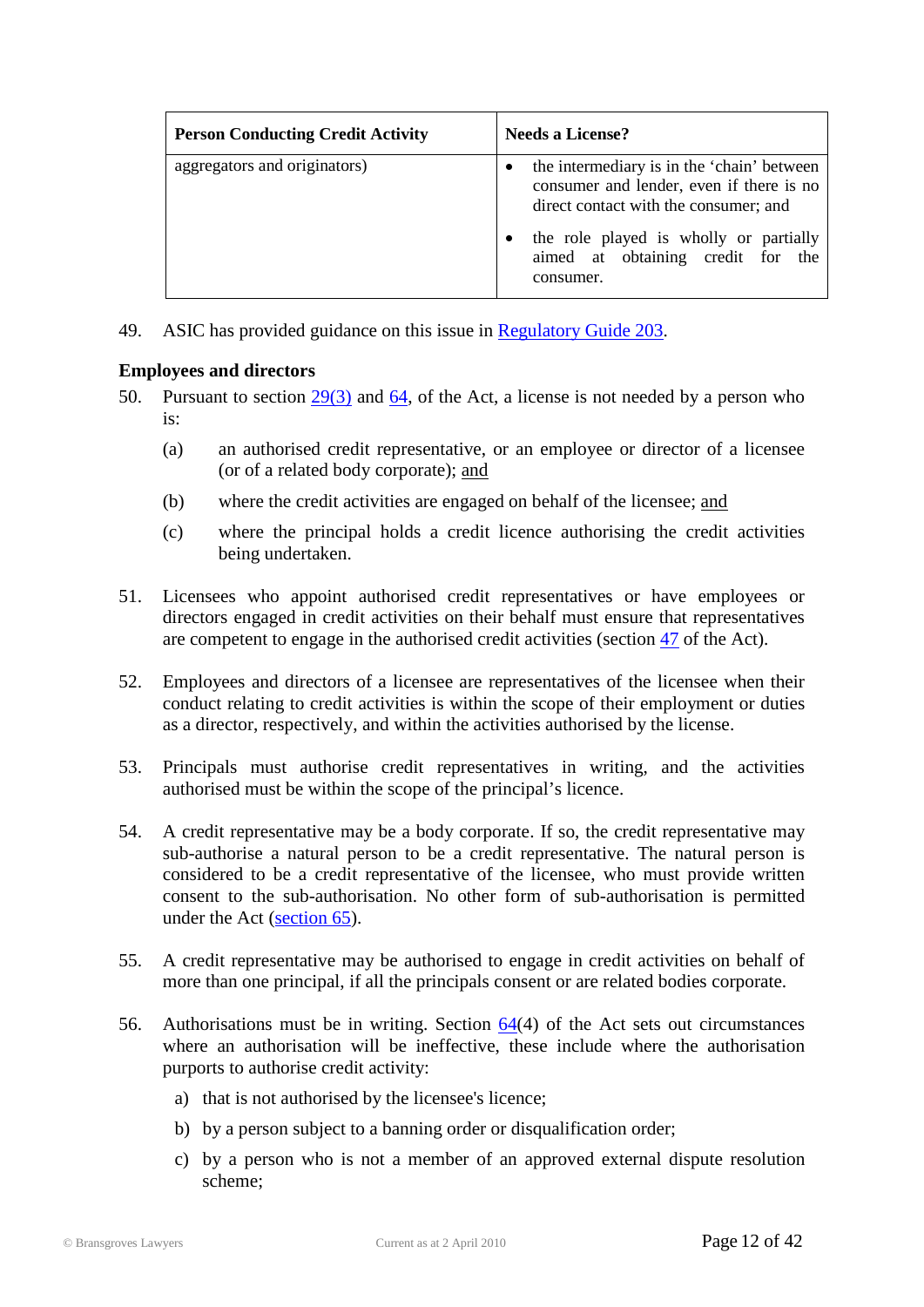| Person Conducting Credit Activity | Needs a License? |
| --- | --- |
| aggregators and originators) | • the intermediary is in the 'chain' between consumer and lender, even if there is no direct contact with the consumer; and<br>• the role played is wholly or partially aimed at obtaining credit for the consumer. |

49. ASIC has provided guidance on this issue in Regulatory Guide 203.

**Employees and directors**

50. Pursuant to section 29(3) and 64, of the Act, a license is not needed by a person who is:

    (a) an authorised credit representative, or an employee or director of a licensee (or of a related body corporate); and

    (b) where the credit activities are engaged on behalf of the licensee; and

    (c) where the principal holds a credit licence authorising the credit activities being undertaken.

51. Licensees who appoint authorised credit representatives or have employees or directors engaged in credit activities on their behalf must ensure that representatives are competent to engage in the authorised credit activities (section 47 of the Act).

52. Employees and directors of a licensee are representatives of the licensee when their conduct relating to credit activities is within the scope of their employment or duties as a director, respectively, and within the activities authorised by the license.

53. Principals must authorise credit representatives in writing, and the activities authorised must be within the scope of the principal's licence.

54. A credit representative may be a body corporate. If so, the credit representative may sub-authorise a natural person to be a credit representative. The natural person is considered to be a credit representative of the licensee, who must provide written consent to the sub-authorisation. No other form of sub-authorisation is permitted under the Act (section 65).

55. A credit representative may be authorised to engage in credit activities on behalf of more than one principal, if all the principals consent or are related bodies corporate.

56. Authorisations must be in writing. Section 64(4) of the Act sets out circumstances where an authorisation will be ineffective, these include where the authorisation purports to authorise credit activity:

    a) that is not authorised by the licensee's licence;

    b) by a person subject to a banning order or disqualification order;

    c) by a person who is not a member of an approved external dispute resolution scheme;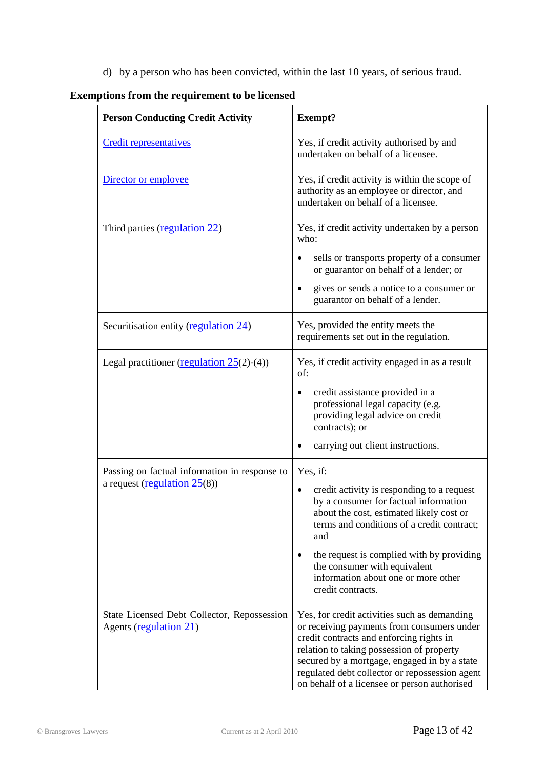d) by a person who has been convicted, within the last 10 years, of serious fraud.

**Exemptions from the requirement to be licensed**

| **Person Conducting Credit Activity** | **Exempt?** |
|---|---|
| Credit representatives | Yes, if credit activity authorised by and undertaken on behalf of a licensee. |
| Director or employee | Yes, if credit activity is within the scope of authority as an employee or director, and undertaken on behalf of a licensee. |
| Third parties (regulation 22) | Yes, if credit activity undertaken by a person who:<br>• sells or transports property of a consumer or guarantor on behalf of a lender; or<br>• gives or sends a notice to a consumer or guarantor on behalf of a lender. |
| Securitisation entity (regulation 24) | Yes, provided the entity meets the requirements set out in the regulation. |
| Legal practitioner (regulation 25(2)-(4)) | Yes, if credit activity engaged in as a result of:<br>• credit assistance provided in a professional legal capacity (e.g. providing legal advice on credit contracts); or<br>• carrying out client instructions. |
| Passing on factual information in response to a request (regulation 25(8)) | Yes, if:<br>• credit activity is responding to a request by a consumer for factual information about the cost, estimated likely cost or terms and conditions of a credit contract; and<br>• the request is complied with by providing the consumer with equivalent information about one or more other credit contracts. |
| State Licensed Debt Collector, Repossession Agents (regulation 21) | Yes, for credit activities such as demanding or receiving payments from consumers under credit contracts and enforcing rights in relation to taking possession of property secured by a mortgage, engaged in by a state regulated debt collector or repossession agent on behalf of a licensee or person authorised |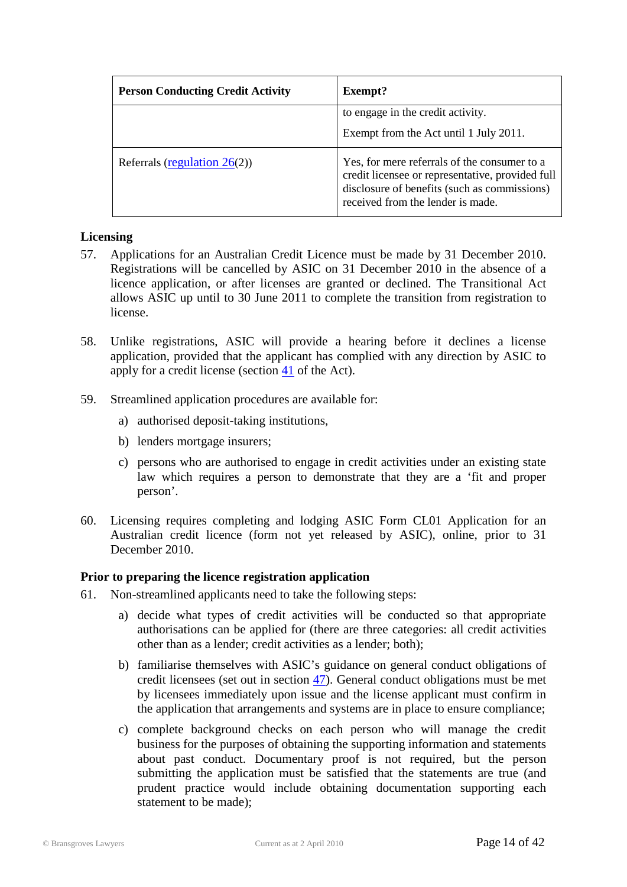| Person Conducting Credit Activity | Exempt? |
|---|---|
| | to engage in the credit activity.<br><br>Exempt from the Act until 1 July 2011. |
| Referrals (regulation 26(2)) | Yes, for mere referrals of the consumer to a credit licensee or representative, provided full disclosure of benefits (such as commissions) received from the lender is made. |

### Licensing

57. Applications for an Australian Credit Licence must be made by 31 December 2010. Registrations will be cancelled by ASIC on 31 December 2010 in the absence of a licence application, or after licenses are granted or declined. The Transitional Act allows ASIC up until to 30 June 2011 to complete the transition from registration to license.

58. Unlike registrations, ASIC will provide a hearing before it declines a license application, provided that the applicant has complied with any direction by ASIC to apply for a credit license (section 41 of the Act).

59. Streamlined application procedures are available for:

    a) authorised deposit-taking institutions,

    b) lenders mortgage insurers;

    c) persons who are authorised to engage in credit activities under an existing state law which requires a person to demonstrate that they are a 'fit and proper person'.

60. Licensing requires completing and lodging ASIC Form CL01 Application for an Australian credit licence (form not yet released by ASIC), online, prior to 31 December 2010.

### Prior to preparing the licence registration application

61. Non-streamlined applicants need to take the following steps:

    a) decide what types of credit activities will be conducted so that appropriate authorisations can be applied for (there are three categories: all credit activities other than as a lender; credit activities as a lender; both);

    b) familiarise themselves with ASIC's guidance on general conduct obligations of credit licensees (set out in section 47). General conduct obligations must be met by licensees immediately upon issue and the license applicant must confirm in the application that arrangements and systems are in place to ensure compliance;

    c) complete background checks on each person who will manage the credit business for the purposes of obtaining the supporting information and statements about past conduct. Documentary proof is not required, but the person submitting the application must be satisfied that the statements are true (and prudent practice would include obtaining documentation supporting each statement to be made);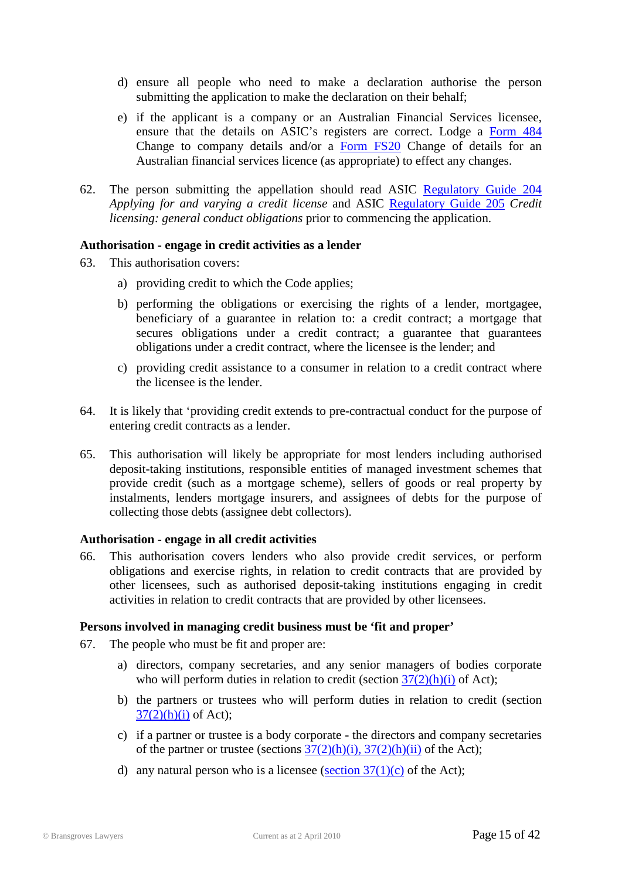d) ensure all people who need to make a declaration authorise the person submitting the application to make the declaration on their behalf;

e) if the applicant is a company or an Australian Financial Services licensee, ensure that the details on ASIC's registers are correct. Lodge a Form 484 Change to company details and/or a Form FS20 Change of details for an Australian financial services licence (as appropriate) to effect any changes.

62. The person submitting the appellation should read ASIC Regulatory Guide 204 *Applying for and varying a credit license* and ASIC Regulatory Guide 205 *Credit licensing: general conduct obligations* prior to commencing the application.

**Authorisation - engage in credit activities as a lender**

63. This authorisation covers:

a) providing credit to which the Code applies;

b) performing the obligations or exercising the rights of a lender, mortgagee, beneficiary of a guarantee in relation to: a credit contract; a mortgage that secures obligations under a credit contract; a guarantee that guarantees obligations under a credit contract, where the licensee is the lender; and

c) providing credit assistance to a consumer in relation to a credit contract where the licensee is the lender.

64. It is likely that 'providing credit extends to pre-contractual conduct for the purpose of entering credit contracts as a lender.

65. This authorisation will likely be appropriate for most lenders including authorised deposit-taking institutions, responsible entities of managed investment schemes that provide credit (such as a mortgage scheme), sellers of goods or real property by instalments, lenders mortgage insurers, and assignees of debts for the purpose of collecting those debts (assignee debt collectors).

**Authorisation - engage in all credit activities**

66. This authorisation covers lenders who also provide credit services, or perform obligations and exercise rights, in relation to credit contracts that are provided by other licensees, such as authorised deposit-taking institutions engaging in credit activities in relation to credit contracts that are provided by other licensees.

**Persons involved in managing credit business must be 'fit and proper'**

67. The people who must be fit and proper are:

a) directors, company secretaries, and any senior managers of bodies corporate who will perform duties in relation to credit (section 37(2)(h)(i) of Act);

b) the partners or trustees who will perform duties in relation to credit (section 37(2)(h)(i) of Act);

c) if a partner or trustee is a body corporate - the directors and company secretaries of the partner or trustee (sections 37(2)(h)(i), 37(2)(h)(ii) of the Act);

d) any natural person who is a licensee (section 37(1)(c) of the Act);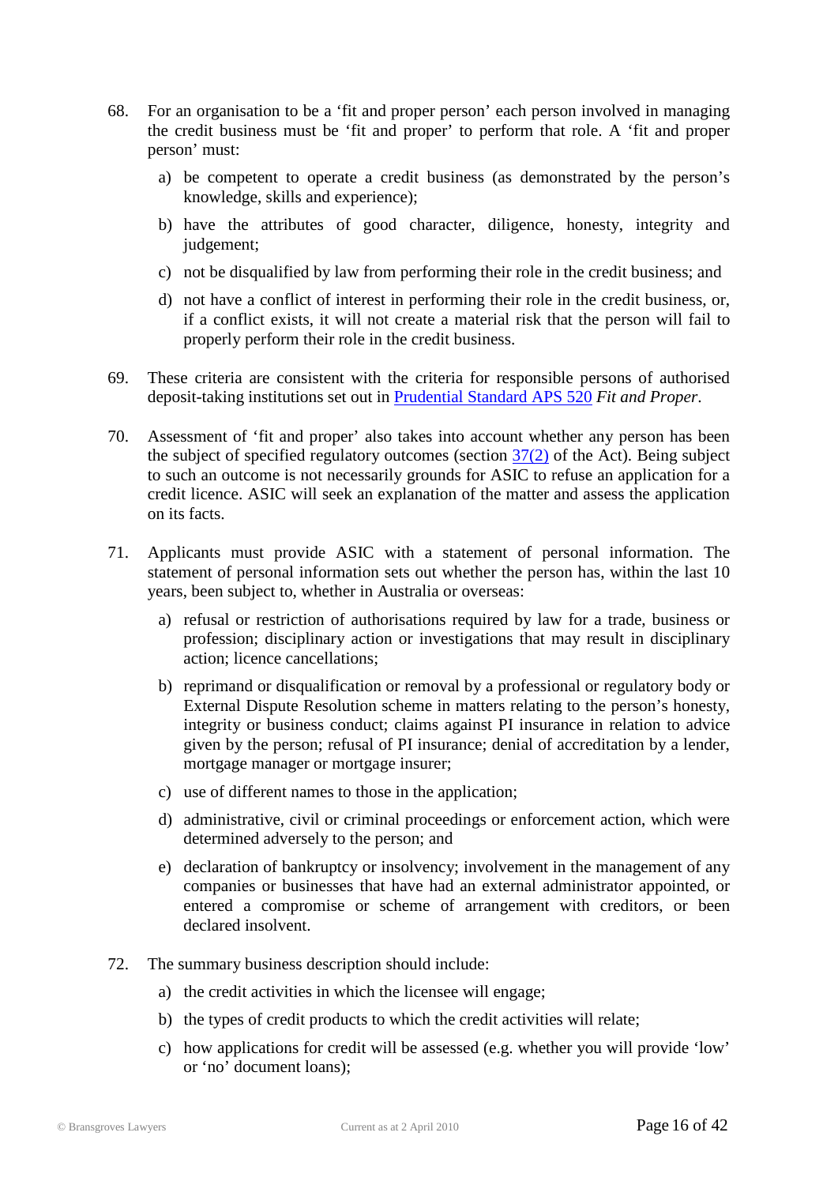68. For an organisation to be a 'fit and proper person' each person involved in managing the credit business must be 'fit and proper' to perform that role. A 'fit and proper person' must:

    a) be competent to operate a credit business (as demonstrated by the person's knowledge, skills and experience);

    b) have the attributes of good character, diligence, honesty, integrity and judgement;

    c) not be disqualified by law from performing their role in the credit business; and

    d) not have a conflict of interest in performing their role in the credit business, or, if a conflict exists, it will not create a material risk that the person will fail to properly perform their role in the credit business.

69. These criteria are consistent with the criteria for responsible persons of authorised deposit-taking institutions set out in Prudential Standard APS 520 *Fit and Proper*.

70. Assessment of 'fit and proper' also takes into account whether any person has been the subject of specified regulatory outcomes (section 37(2) of the Act). Being subject to such an outcome is not necessarily grounds for ASIC to refuse an application for a credit licence. ASIC will seek an explanation of the matter and assess the application on its facts.

71. Applicants must provide ASIC with a statement of personal information. The statement of personal information sets out whether the person has, within the last 10 years, been subject to, whether in Australia or overseas:

    a) refusal or restriction of authorisations required by law for a trade, business or profession; disciplinary action or investigations that may result in disciplinary action; licence cancellations;

    b) reprimand or disqualification or removal by a professional or regulatory body or External Dispute Resolution scheme in matters relating to the person's honesty, integrity or business conduct; claims against PI insurance in relation to advice given by the person; refusal of PI insurance; denial of accreditation by a lender, mortgage manager or mortgage insurer;

    c) use of different names to those in the application;

    d) administrative, civil or criminal proceedings or enforcement action, which were determined adversely to the person; and

    e) declaration of bankruptcy or insolvency; involvement in the management of any companies or businesses that have had an external administrator appointed, or entered a compromise or scheme of arrangement with creditors, or been declared insolvent.

72. The summary business description should include:

    a) the credit activities in which the licensee will engage;

    b) the types of credit products to which the credit activities will relate;

    c) how applications for credit will be assessed (e.g. whether you will provide 'low' or 'no' document loans);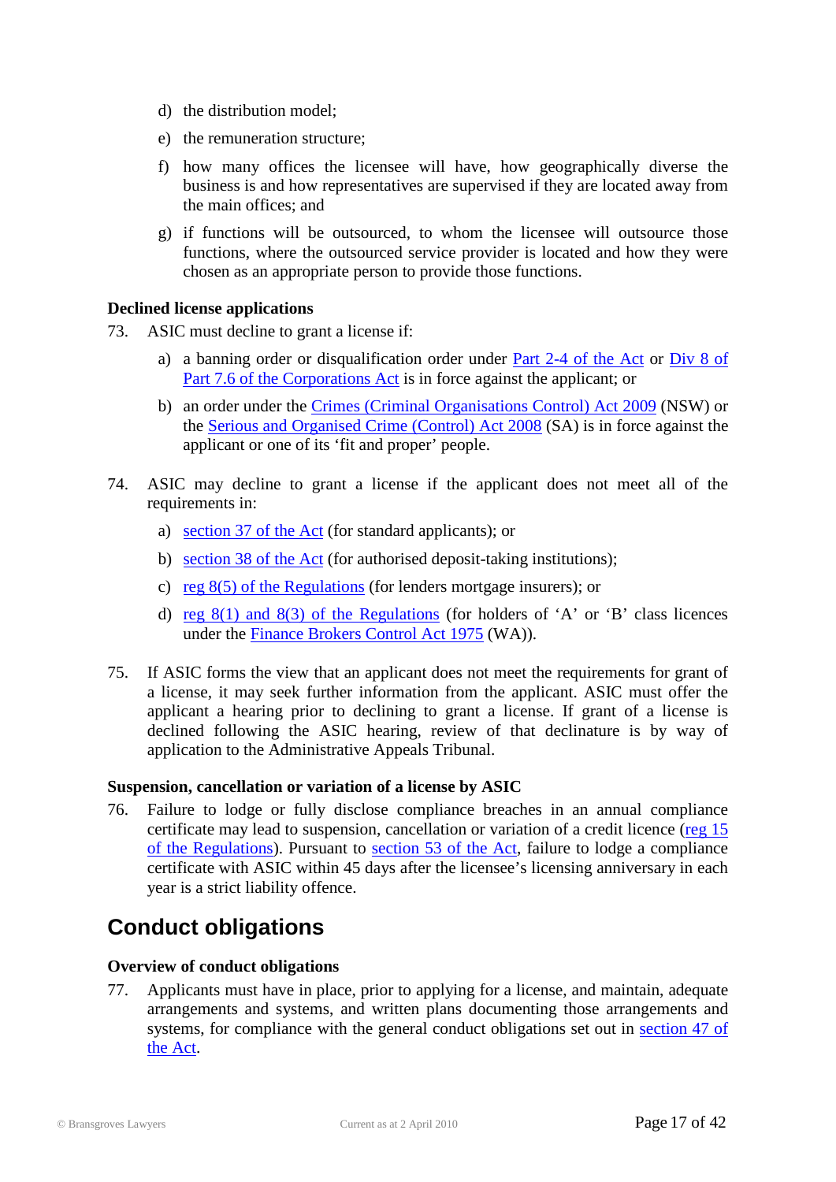d) the distribution model;

e) the remuneration structure;

f) how many offices the licensee will have, how geographically diverse the business is and how representatives are supervised if they are located away from the main offices; and

g) if functions will be outsourced, to whom the licensee will outsource those functions, where the outsourced service provider is located and how they were chosen as an appropriate person to provide those functions.

**Declined license applications**

73. ASIC must decline to grant a license if:

    a) a banning order or disqualification order under Part 2-4 of the Act or Div 8 of Part 7.6 of the Corporations Act is in force against the applicant; or

    b) an order under the Crimes (Criminal Organisations Control) Act 2009 (NSW) or the Serious and Organised Crime (Control) Act 2008 (SA) is in force against the applicant or one of its 'fit and proper' people.

74. ASIC may decline to grant a license if the applicant does not meet all of the requirements in:

    a) section 37 of the Act (for standard applicants); or

    b) section 38 of the Act (for authorised deposit-taking institutions);

    c) reg 8(5) of the Regulations (for lenders mortgage insurers); or

    d) reg 8(1) and 8(3) of the Regulations (for holders of 'A' or 'B' class licences under the Finance Brokers Control Act 1975 (WA)).

75. If ASIC forms the view that an applicant does not meet the requirements for grant of a license, it may seek further information from the applicant. ASIC must offer the applicant a hearing prior to declining to grant a license. If grant of a license is declined following the ASIC hearing, review of that declinature is by way of application to the Administrative Appeals Tribunal.

**Suspension, cancellation or variation of a license by ASIC**

76. Failure to lodge or fully disclose compliance breaches in an annual compliance certificate may lead to suspension, cancellation or variation of a credit licence (reg 15 of the Regulations). Pursuant to section 53 of the Act, failure to lodge a compliance certificate with ASIC within 45 days after the licensee's licensing anniversary in each year is a strict liability offence.

## Conduct obligations

**Overview of conduct obligations**

77. Applicants must have in place, prior to applying for a license, and maintain, adequate arrangements and systems, and written plans documenting those arrangements and systems, for compliance with the general conduct obligations set out in section 47 of the Act.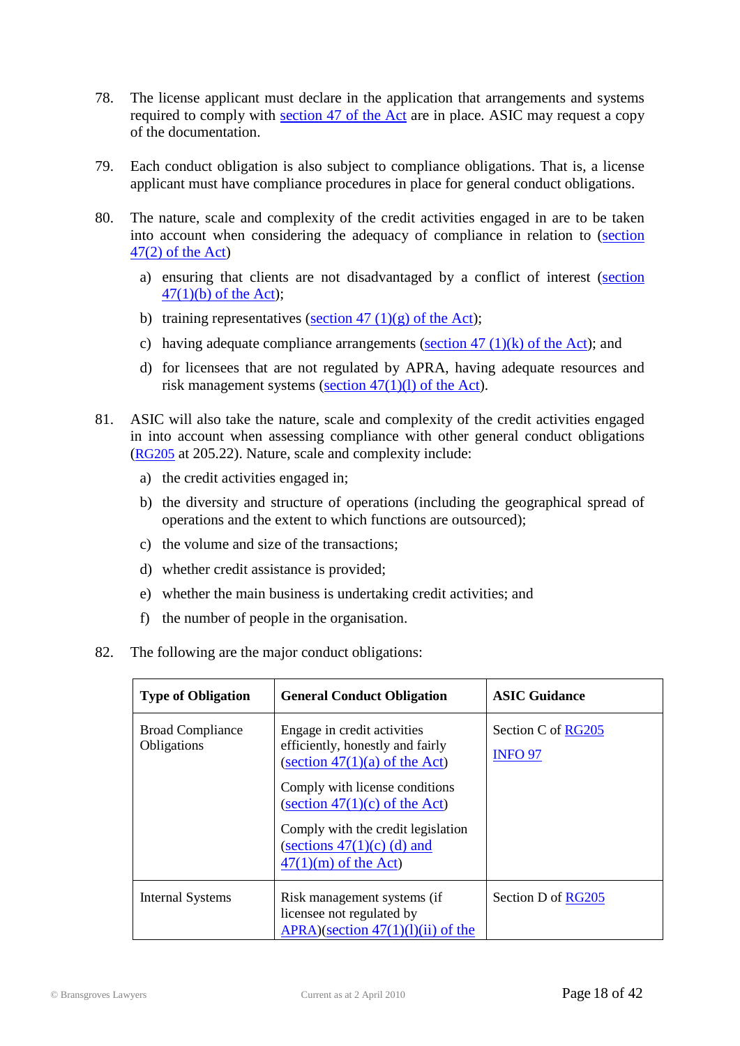78. The license applicant must declare in the application that arrangements and systems required to comply with section 47 of the Act are in place. ASIC may request a copy of the documentation.

79. Each conduct obligation is also subject to compliance obligations. That is, a license applicant must have compliance procedures in place for general conduct obligations.

80. The nature, scale and complexity of the credit activities engaged in are to be taken into account when considering the adequacy of compliance in relation to (section 47(2) of the Act)

    a) ensuring that clients are not disadvantaged by a conflict of interest (section 47(1)(b) of the Act);

    b) training representatives (section 47 (1)(g) of the Act);

    c) having adequate compliance arrangements (section 47 (1)(k) of the Act); and

    d) for licensees that are not regulated by APRA, having adequate resources and risk management systems (section 47(1)(l) of the Act).

81. ASIC will also take the nature, scale and complexity of the credit activities engaged in into account when assessing compliance with other general conduct obligations (RG205 at 205.22). Nature, scale and complexity include:

    a) the credit activities engaged in;

    b) the diversity and structure of operations (including the geographical spread of operations and the extent to which functions are outsourced);

    c) the volume and size of the transactions;

    d) whether credit assistance is provided;

    e) whether the main business is undertaking credit activities; and

    f) the number of people in the organisation.

82. The following are the major conduct obligations:

| Type of Obligation | General Conduct Obligation | ASIC Guidance |
|---|---|---|
| Broad Compliance Obligations | Engage in credit activities efficiently, honestly and fairly (section 47(1)(a) of the Act)<br><br>Comply with license conditions (section 47(1)(c) of the Act)<br><br>Comply with the credit legislation (sections 47(1)(c) (d) and 47(1)(m) of the Act) | Section C of RG205<br><br>INFO 97 |
| Internal Systems | Risk management systems (if licensee not regulated by APRA)(section 47(1)(l)(ii) of the | Section D of RG205 |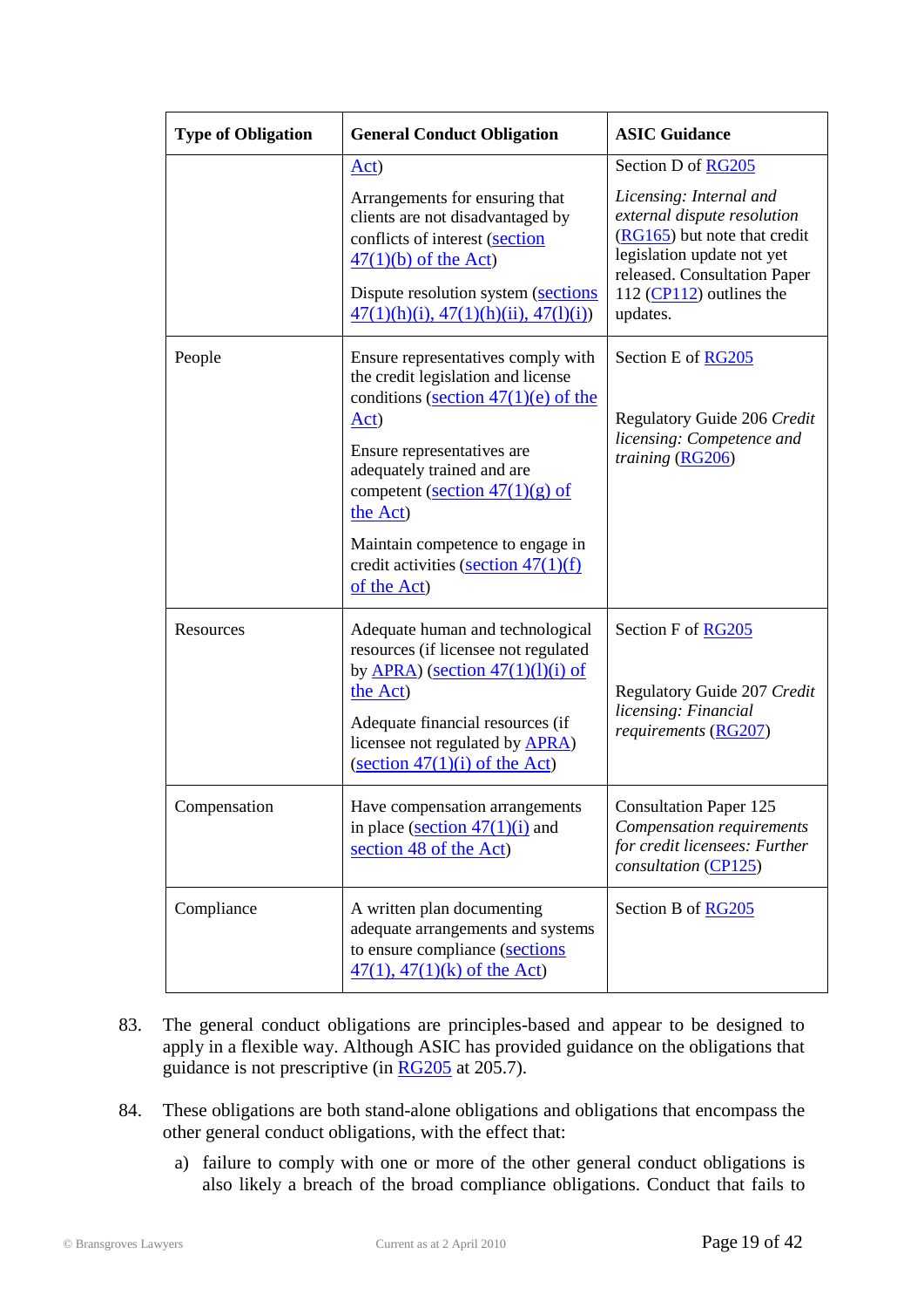| Type of Obligation | General Conduct Obligation | ASIC Guidance |
|---|---|---|
| | Act)<br><br>Arrangements for ensuring that clients are not disadvantaged by conflicts of interest (section 47(1)(b) of the Act)<br><br>Dispute resolution system (sections 47(1)(h)(i), 47(1)(h)(ii), 47(l)(i)) | Section D of RG205<br><br>*Licensing: Internal and external dispute resolution* (RG165) but note that credit legislation update not yet released. Consultation Paper 112 (CP112) outlines the updates. |
| People | Ensure representatives comply with the credit legislation and license conditions (section 47(1)(e) of the Act)<br><br>Ensure representatives are adequately trained and are competent (section 47(1)(g) of the Act)<br><br>Maintain competence to engage in credit activities (section 47(1)(f) of the Act) | Section E of RG205<br><br>Regulatory Guide 206 *Credit licensing: Competence and training* (RG206) |
| Resources | Adequate human and technological resources (if licensee not regulated by APRA) (section 47(1)(l)(i) of the Act)<br><br>Adequate financial resources (if licensee not regulated by APRA) (section 47(1)(i) of the Act) | Section F of RG205<br><br>Regulatory Guide 207 *Credit licensing: Financial requirements* (RG207) |
| Compensation | Have compensation arrangements in place (section 47(1)(i) and section 48 of the Act) | Consultation Paper 125 *Compensation requirements for credit licensees: Further consultation* (CP125) |
| Compliance | A written plan documenting adequate arrangements and systems to ensure compliance (sections 47(1), 47(1)(k) of the Act) | Section B of RG205 |

83. The general conduct obligations are principles-based and appear to be designed to apply in a flexible way. Although ASIC has provided guidance on the obligations that guidance is not prescriptive (in RG205 at 205.7).

84. These obligations are both stand-alone obligations and obligations that encompass the other general conduct obligations, with the effect that:

   a) failure to comply with one or more of the other general conduct obligations is also likely a breach of the broad compliance obligations. Conduct that fails to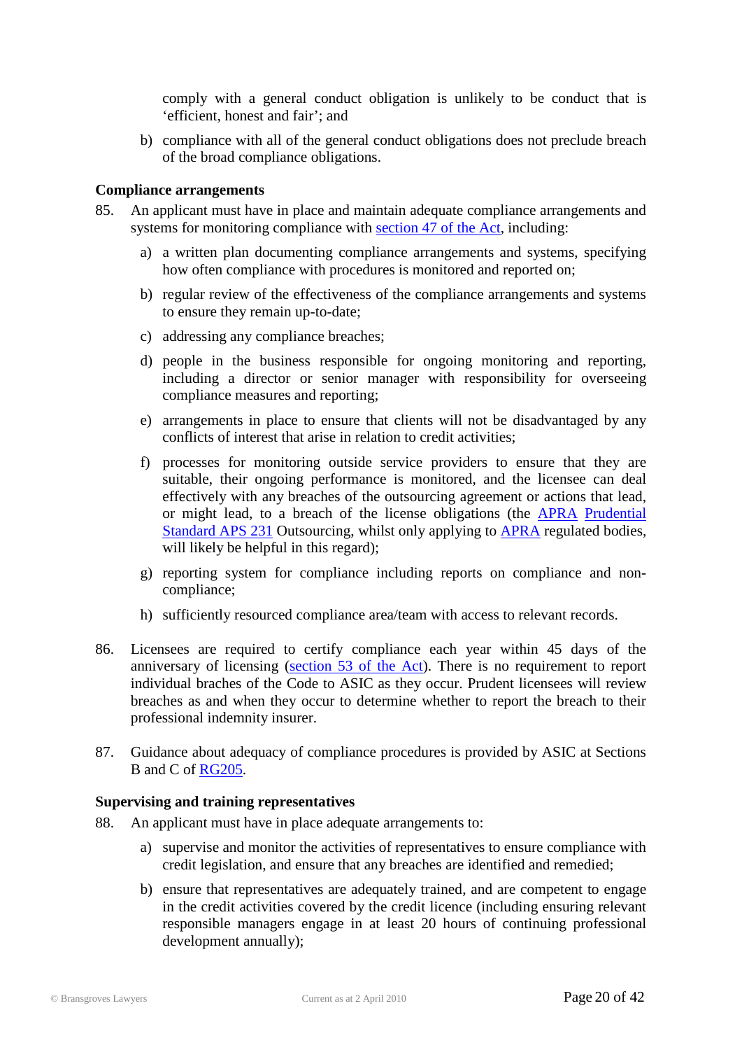comply with a general conduct obligation is unlikely to be conduct that is 'efficient, honest and fair'; and

b) compliance with all of the general conduct obligations does not preclude breach of the broad compliance obligations.

**Compliance arrangements**

85. An applicant must have in place and maintain adequate compliance arrangements and systems for monitoring compliance with section 47 of the Act, including:

   a) a written plan documenting compliance arrangements and systems, specifying how often compliance with procedures is monitored and reported on;

   b) regular review of the effectiveness of the compliance arrangements and systems to ensure they remain up-to-date;

   c) addressing any compliance breaches;

   d) people in the business responsible for ongoing monitoring and reporting, including a director or senior manager with responsibility for overseeing compliance measures and reporting;

   e) arrangements in place to ensure that clients will not be disadvantaged by any conflicts of interest that arise in relation to credit activities;

   f) processes for monitoring outside service providers to ensure that they are suitable, their ongoing performance is monitored, and the licensee can deal effectively with any breaches of the outsourcing agreement or actions that lead, or might lead, to a breach of the license obligations (the APRA Prudential Standard APS 231 Outsourcing, whilst only applying to APRA regulated bodies, will likely be helpful in this regard);

   g) reporting system for compliance including reports on compliance and non-compliance;

   h) sufficiently resourced compliance area/team with access to relevant records.

86. Licensees are required to certify compliance each year within 45 days of the anniversary of licensing (section 53 of the Act). There is no requirement to report individual braches of the Code to ASIC as they occur. Prudent licensees will review breaches as and when they occur to determine whether to report the breach to their professional indemnity insurer.

87. Guidance about adequacy of compliance procedures is provided by ASIC at Sections B and C of RG205.

**Supervising and training representatives**

88. An applicant must have in place adequate arrangements to:

   a) supervise and monitor the activities of representatives to ensure compliance with credit legislation, and ensure that any breaches are identified and remedied;

   b) ensure that representatives are adequately trained, and are competent to engage in the credit activities covered by the credit licence (including ensuring relevant responsible managers engage in at least 20 hours of continuing professional development annually);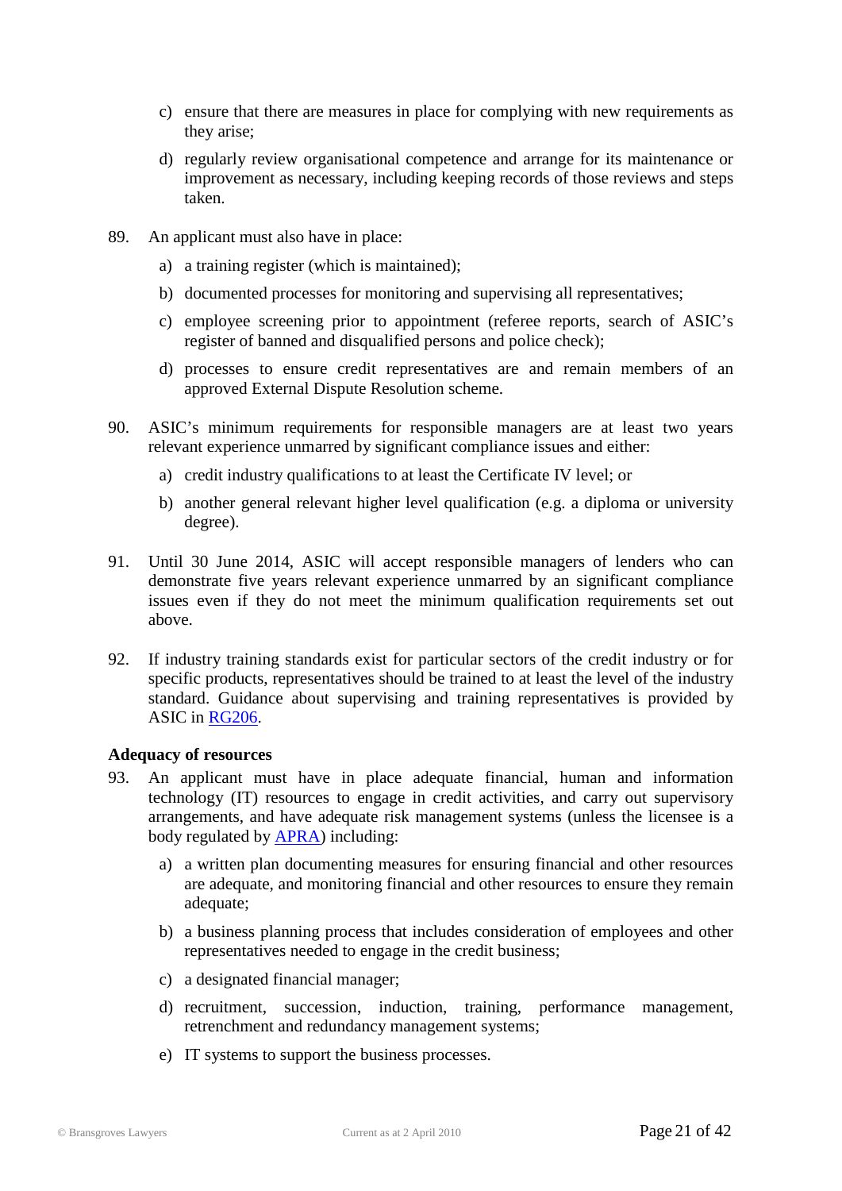c) ensure that there are measures in place for complying with new requirements as they arise;

d) regularly review organisational competence and arrange for its maintenance or improvement as necessary, including keeping records of those reviews and steps taken.

89. An applicant must also have in place:

   a) a training register (which is maintained);

   b) documented processes for monitoring and supervising all representatives;

   c) employee screening prior to appointment (referee reports, search of ASIC's register of banned and disqualified persons and police check);

   d) processes to ensure credit representatives are and remain members of an approved External Dispute Resolution scheme.

90. ASIC's minimum requirements for responsible managers are at least two years relevant experience unmarred by significant compliance issues and either:

   a) credit industry qualifications to at least the Certificate IV level; or

   b) another general relevant higher level qualification (e.g. a diploma or university degree).

91. Until 30 June 2014, ASIC will accept responsible managers of lenders who can demonstrate five years relevant experience unmarred by an significant compliance issues even if they do not meet the minimum qualification requirements set out above.

92. If industry training standards exist for particular sectors of the credit industry or for specific products, representatives should be trained to at least the level of the industry standard. Guidance about supervising and training representatives is provided by ASIC in RG206.

**Adequacy of resources**

93. An applicant must have in place adequate financial, human and information technology (IT) resources to engage in credit activities, and carry out supervisory arrangements, and have adequate risk management systems (unless the licensee is a body regulated by APRA) including:

   a) a written plan documenting measures for ensuring financial and other resources are adequate, and monitoring financial and other resources to ensure they remain adequate;

   b) a business planning process that includes consideration of employees and other representatives needed to engage in the credit business;

   c) a designated financial manager;

   d) recruitment, succession, induction, training, performance management, retrenchment and redundancy management systems;

   e) IT systems to support the business processes.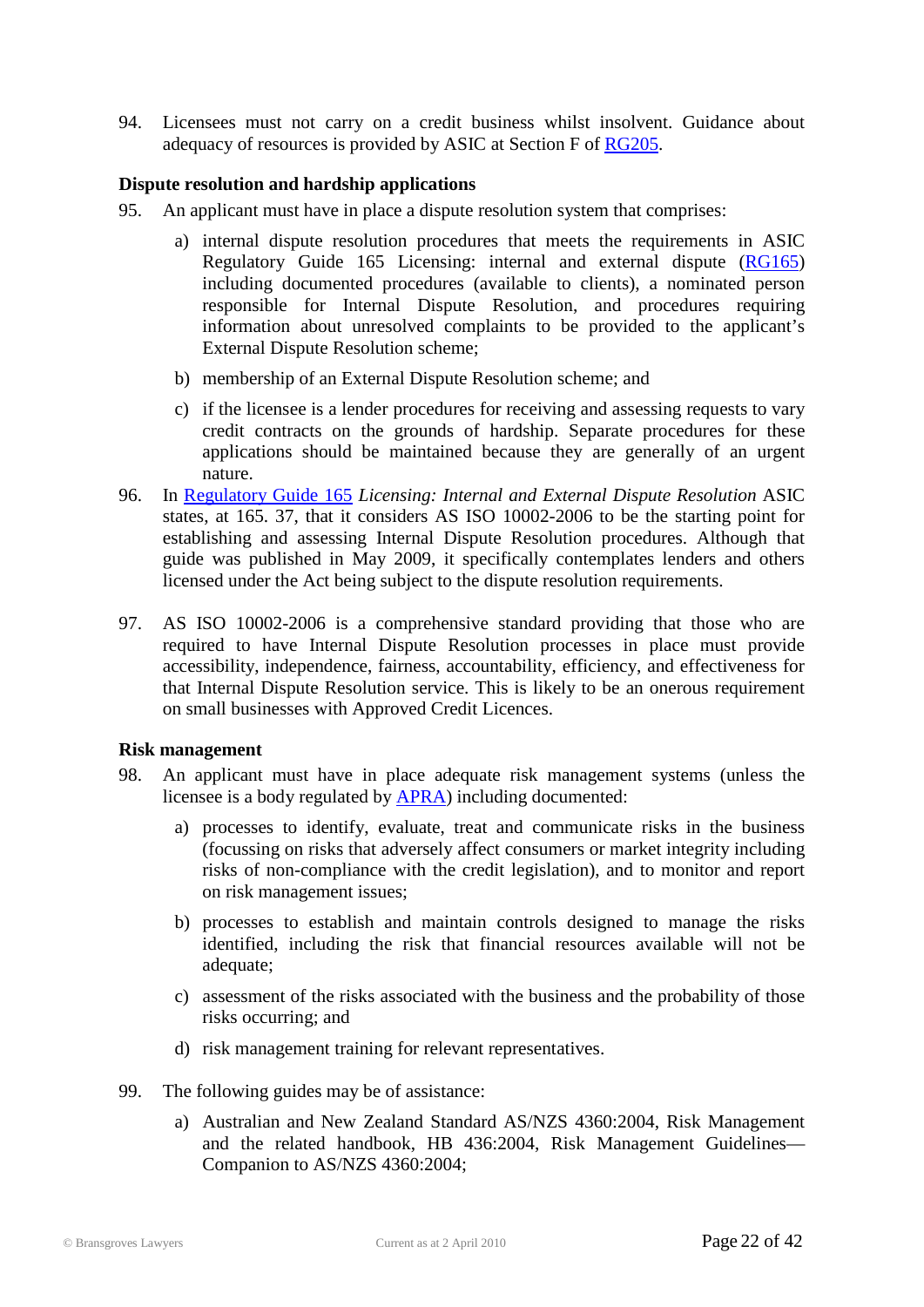94. Licensees must not carry on a credit business whilst insolvent. Guidance about adequacy of resources is provided by ASIC at Section F of [RG205](RG205).

**Dispute resolution and hardship applications**

95. An applicant must have in place a dispute resolution system that comprises:

    a) internal dispute resolution procedures that meets the requirements in ASIC Regulatory Guide 165 Licensing: internal and external dispute (RG165) including documented procedures (available to clients), a nominated person responsible for Internal Dispute Resolution, and procedures requiring information about unresolved complaints to be provided to the applicant's External Dispute Resolution scheme;

    b) membership of an External Dispute Resolution scheme; and

    c) if the licensee is a lender procedures for receiving and assessing requests to vary credit contracts on the grounds of hardship. Separate procedures for these applications should be maintained because they are generally of an urgent nature.

96. In Regulatory Guide 165 *Licensing: Internal and External Dispute Resolution* ASIC states, at 165. 37, that it considers AS ISO 10002-2006 to be the starting point for establishing and assessing Internal Dispute Resolution procedures. Although that guide was published in May 2009, it specifically contemplates lenders and others licensed under the Act being subject to the dispute resolution requirements.

97. AS ISO 10002-2006 is a comprehensive standard providing that those who are required to have Internal Dispute Resolution processes in place must provide accessibility, independence, fairness, accountability, efficiency, and effectiveness for that Internal Dispute Resolution service. This is likely to be an onerous requirement on small businesses with Approved Credit Licences.

**Risk management**

98. An applicant must have in place adequate risk management systems (unless the licensee is a body regulated by APRA) including documented:

    a) processes to identify, evaluate, treat and communicate risks in the business (focussing on risks that adversely affect consumers or market integrity including risks of non-compliance with the credit legislation), and to monitor and report on risk management issues;

    b) processes to establish and maintain controls designed to manage the risks identified, including the risk that financial resources available will not be adequate;

    c) assessment of the risks associated with the business and the probability of those risks occurring; and

    d) risk management training for relevant representatives.

99. The following guides may be of assistance:

    a) Australian and New Zealand Standard AS/NZS 4360:2004, Risk Management and the related handbook, HB 436:2004, Risk Management Guidelines—Companion to AS/NZS 4360:2004;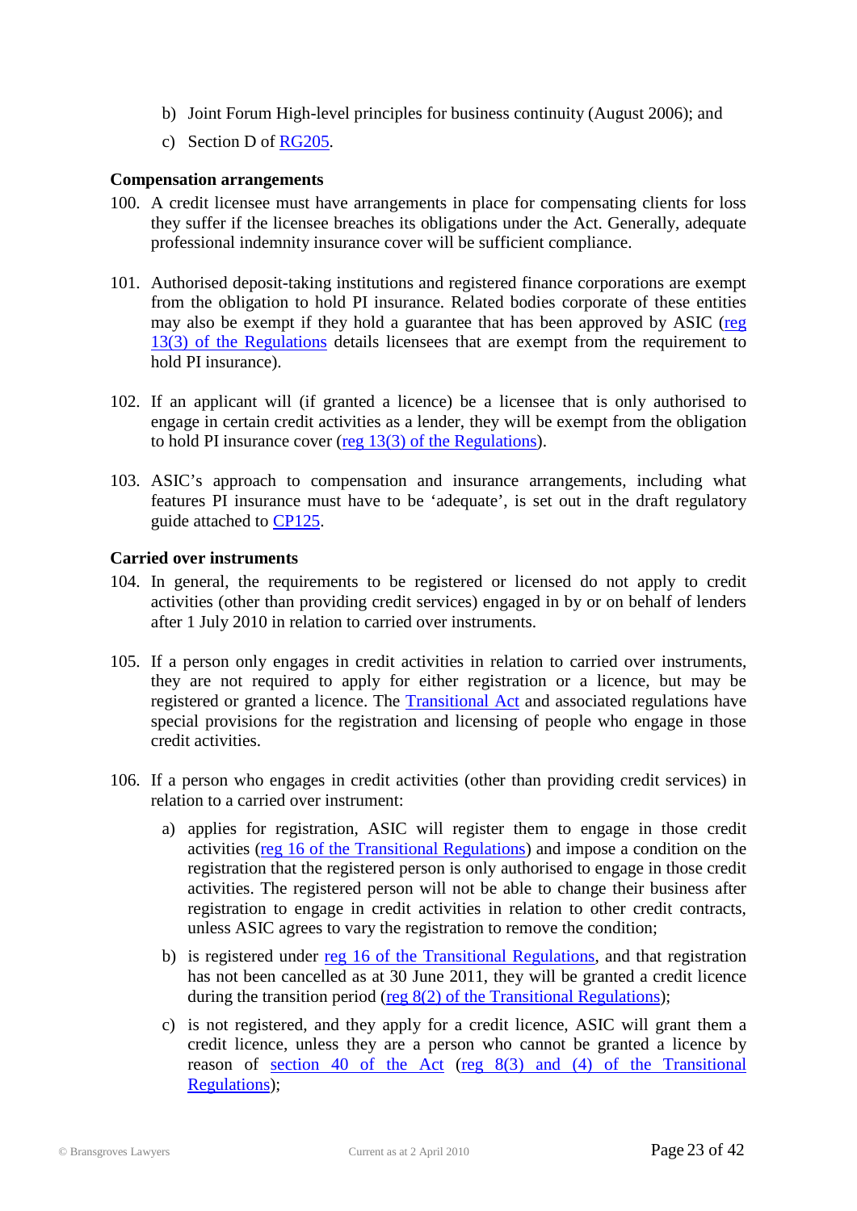b) Joint Forum High-level principles for business continuity (August 2006); and

c) Section D of RG205.

**Compensation arrangements**

100. A credit licensee must have arrangements in place for compensating clients for loss they suffer if the licensee breaches its obligations under the Act. Generally, adequate professional indemnity insurance cover will be sufficient compliance.

101. Authorised deposit-taking institutions and registered finance corporations are exempt from the obligation to hold PI insurance. Related bodies corporate of these entities may also be exempt if they hold a guarantee that has been approved by ASIC (reg 13(3) of the Regulations details licensees that are exempt from the requirement to hold PI insurance).

102. If an applicant will (if granted a licence) be a licensee that is only authorised to engage in certain credit activities as a lender, they will be exempt from the obligation to hold PI insurance cover (reg 13(3) of the Regulations).

103. ASIC's approach to compensation and insurance arrangements, including what features PI insurance must have to be 'adequate', is set out in the draft regulatory guide attached to CP125.

**Carried over instruments**

104. In general, the requirements to be registered or licensed do not apply to credit activities (other than providing credit services) engaged in by or on behalf of lenders after 1 July 2010 in relation to carried over instruments.

105. If a person only engages in credit activities in relation to carried over instruments, they are not required to apply for either registration or a licence, but may be registered or granted a licence. The Transitional Act and associated regulations have special provisions for the registration and licensing of people who engage in those credit activities.

106. If a person who engages in credit activities (other than providing credit services) in relation to a carried over instrument:

a) applies for registration, ASIC will register them to engage in those credit activities (reg 16 of the Transitional Regulations) and impose a condition on the registration that the registered person is only authorised to engage in those credit activities. The registered person will not be able to change their business after registration to engage in credit activities in relation to other credit contracts, unless ASIC agrees to vary the registration to remove the condition;

b) is registered under reg 16 of the Transitional Regulations, and that registration has not been cancelled as at 30 June 2011, they will be granted a credit licence during the transition period (reg 8(2) of the Transitional Regulations);

c) is not registered, and they apply for a credit licence, ASIC will grant them a credit licence, unless they are a person who cannot be granted a licence by reason of section 40 of the Act (reg 8(3) and (4) of the Transitional Regulations);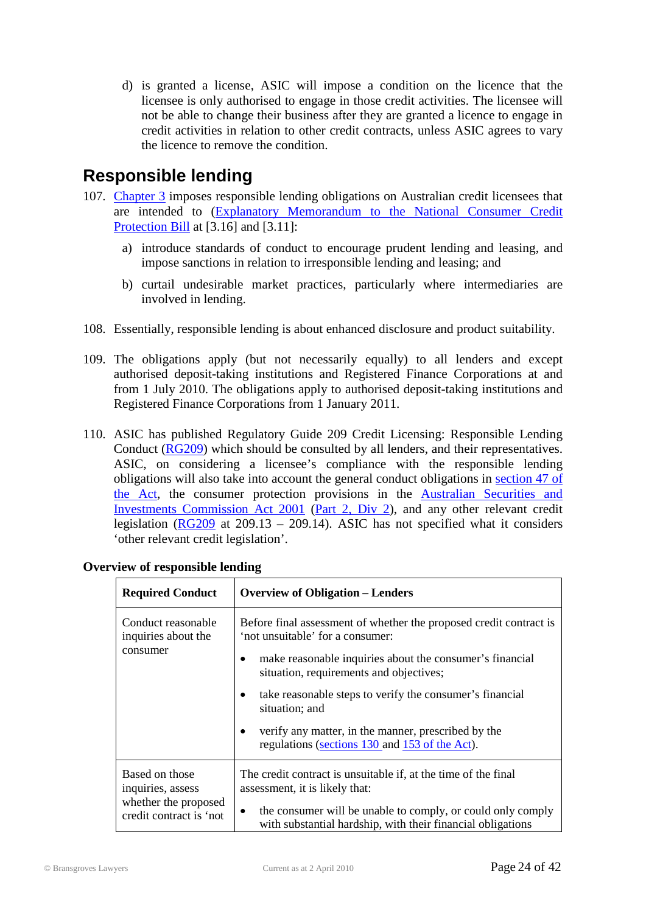d) is granted a license, ASIC will impose a condition on the licence that the licensee is only authorised to engage in those credit activities. The licensee will not be able to change their business after they are granted a licence to engage in credit activities in relation to other credit contracts, unless ASIC agrees to vary the licence to remove the condition.

## Responsible lending

107. Chapter 3 imposes responsible lending obligations on Australian credit licensees that are intended to (Explanatory Memorandum to the National Consumer Credit Protection Bill at [3.16] and [3.11]:

   a) introduce standards of conduct to encourage prudent lending and leasing, and impose sanctions in relation to irresponsible lending and leasing; and

   b) curtail undesirable market practices, particularly where intermediaries are involved in lending.

108. Essentially, responsible lending is about enhanced disclosure and product suitability.

109. The obligations apply (but not necessarily equally) to all lenders and except authorised deposit-taking institutions and Registered Finance Corporations at and from 1 July 2010. The obligations apply to authorised deposit-taking institutions and Registered Finance Corporations from 1 January 2011.

110. ASIC has published Regulatory Guide 209 Credit Licensing: Responsible Lending Conduct (RG209) which should be consulted by all lenders, and their representatives. ASIC, on considering a licensee's compliance with the responsible lending obligations will also take into account the general conduct obligations in section 47 of the Act, the consumer protection provisions in the Australian Securities and Investments Commission Act 2001 (Part 2, Div 2), and any other relevant credit legislation (RG209 at 209.13 – 209.14). ASIC has not specified what it considers 'other relevant credit legislation'.

**Overview of responsible lending**

| Required Conduct | Overview of Obligation – Lenders |
|---|---|
| Conduct reasonable inquiries about the consumer | Before final assessment of whether the proposed credit contract is 'not unsuitable' for a consumer:<br>• make reasonable inquiries about the consumer's financial situation, requirements and objectives;<br>• take reasonable steps to verify the consumer's financial situation; and<br>• verify any matter, in the manner, prescribed by the regulations (sections 130 and 153 of the Act). |
| Based on those inquiries, assess whether the proposed credit contract is 'not | The credit contract is unsuitable if, at the time of the final assessment, it is likely that:<br>• the consumer will be unable to comply, or could only comply with substantial hardship, with their financial obligations |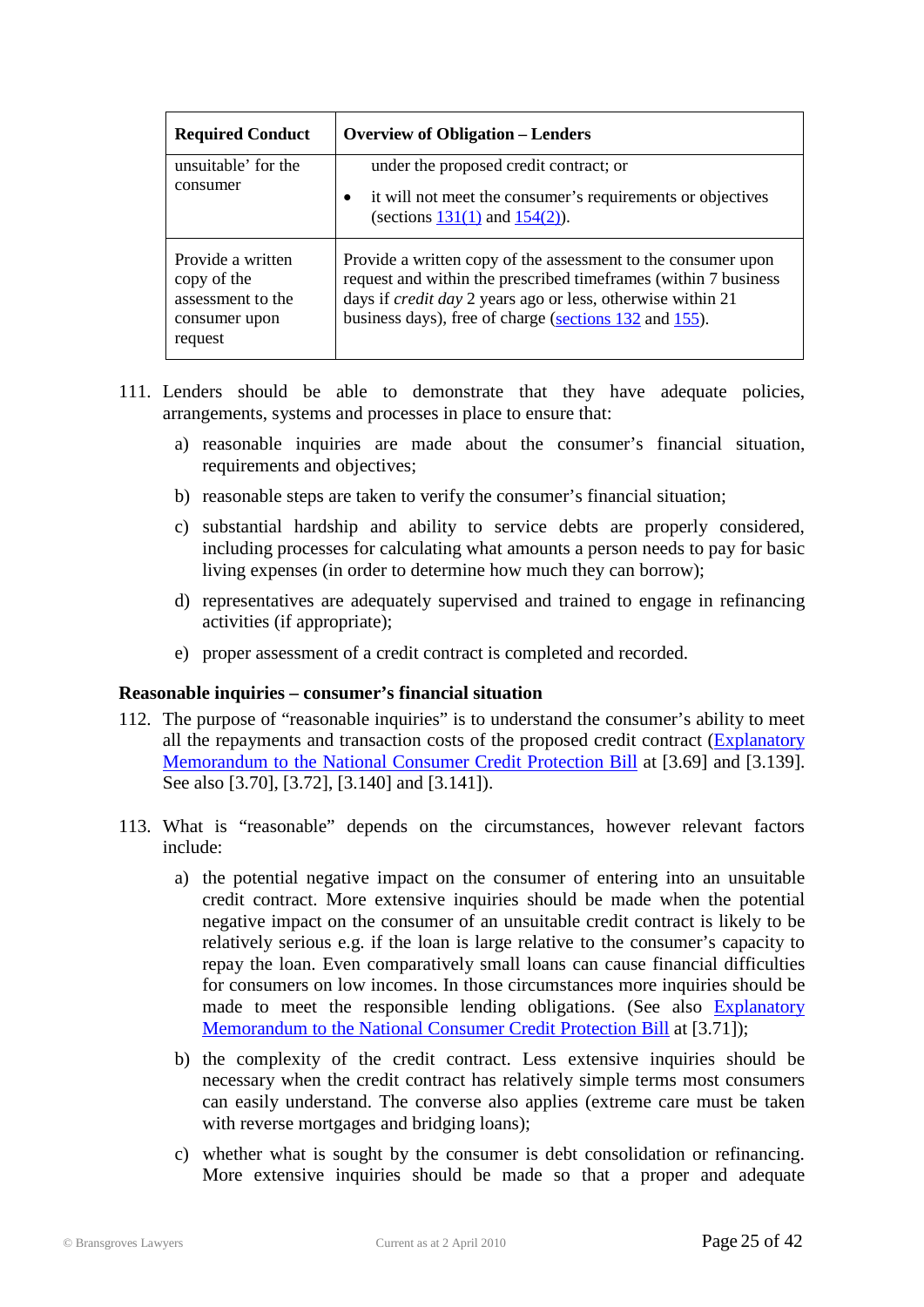| Required Conduct | Overview of Obligation – Lenders |
|---|---|
| unsuitable' for the consumer | under the proposed credit contract; or<br>• it will not meet the consumer's requirements or objectives (sections 131(1) and 154(2)). |
| Provide a written copy of the assessment to the consumer upon request | Provide a written copy of the assessment to the consumer upon request and within the prescribed timeframes (within 7 business days if *credit day* 2 years ago or less, otherwise within 21 business days), free of charge (sections 132 and 155). |

111. Lenders should be able to demonstrate that they have adequate policies, arrangements, systems and processes in place to ensure that:

   a) reasonable inquiries are made about the consumer's financial situation, requirements and objectives;

   b) reasonable steps are taken to verify the consumer's financial situation;

   c) substantial hardship and ability to service debts are properly considered, including processes for calculating what amounts a person needs to pay for basic living expenses (in order to determine how much they can borrow);

   d) representatives are adequately supervised and trained to engage in refinancing activities (if appropriate);

   e) proper assessment of a credit contract is completed and recorded.

**Reasonable inquiries – consumer's financial situation**

112. The purpose of "reasonable inquiries" is to understand the consumer's ability to meet all the repayments and transaction costs of the proposed credit contract (Explanatory Memorandum to the National Consumer Credit Protection Bill at [3.69] and [3.139]. See also [3.70], [3.72], [3.140] and [3.141]).

113. What is "reasonable" depends on the circumstances, however relevant factors include:

   a) the potential negative impact on the consumer of entering into an unsuitable credit contract. More extensive inquiries should be made when the potential negative impact on the consumer of an unsuitable credit contract is likely to be relatively serious e.g. if the loan is large relative to the consumer's capacity to repay the loan. Even comparatively small loans can cause financial difficulties for consumers on low incomes. In those circumstances more inquiries should be made to meet the responsible lending obligations. (See also Explanatory Memorandum to the National Consumer Credit Protection Bill at [3.71]);

   b) the complexity of the credit contract. Less extensive inquiries should be necessary when the credit contract has relatively simple terms most consumers can easily understand. The converse also applies (extreme care must be taken with reverse mortgages and bridging loans);

   c) whether what is sought by the consumer is debt consolidation or refinancing. More extensive inquiries should be made so that a proper and adequate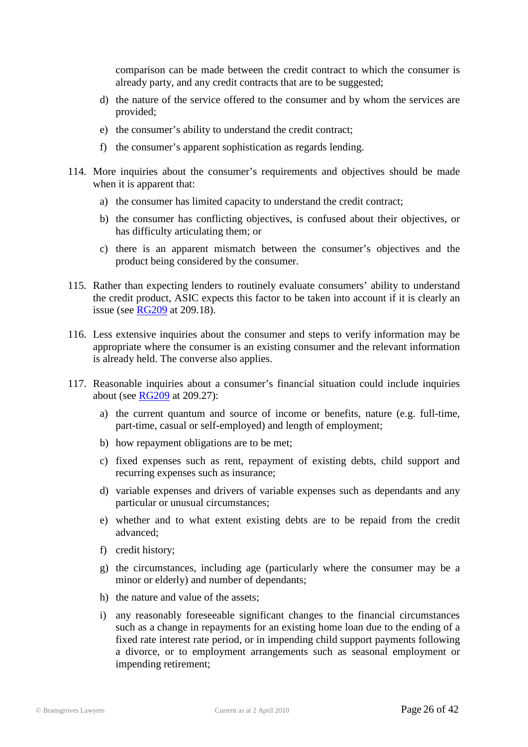comparison can be made between the credit contract to which the consumer is already party, and any credit contracts that are to be suggested;

d) the nature of the service offered to the consumer and by whom the services are provided;

e) the consumer's ability to understand the credit contract;

f) the consumer's apparent sophistication as regards lending.

114. More inquiries about the consumer's requirements and objectives should be made when it is apparent that:

a) the consumer has limited capacity to understand the credit contract;

b) the consumer has conflicting objectives, is confused about their objectives, or has difficulty articulating them; or

c) there is an apparent mismatch between the consumer's objectives and the product being considered by the consumer.

115. Rather than expecting lenders to routinely evaluate consumers' ability to understand the credit product, ASIC expects this factor to be taken into account if it is clearly an issue (see RG209 at 209.18).

116. Less extensive inquiries about the consumer and steps to verify information may be appropriate where the consumer is an existing consumer and the relevant information is already held. The converse also applies.

117. Reasonable inquiries about a consumer's financial situation could include inquiries about (see RG209 at 209.27):

a) the current quantum and source of income or benefits, nature (e.g. full-time, part-time, casual or self-employed) and length of employment;

b) how repayment obligations are to be met;

c) fixed expenses such as rent, repayment of existing debts, child support and recurring expenses such as insurance;

d) variable expenses and drivers of variable expenses such as dependants and any particular or unusual circumstances;

e) whether and to what extent existing debts are to be repaid from the credit advanced;

f) credit history;

g) the circumstances, including age (particularly where the consumer may be a minor or elderly) and number of dependants;

h) the nature and value of the assets;

i) any reasonably foreseeable significant changes to the financial circumstances such as a change in repayments for an existing home loan due to the ending of a fixed rate interest rate period, or in impending child support payments following a divorce, or to employment arrangements such as seasonal employment or impending retirement;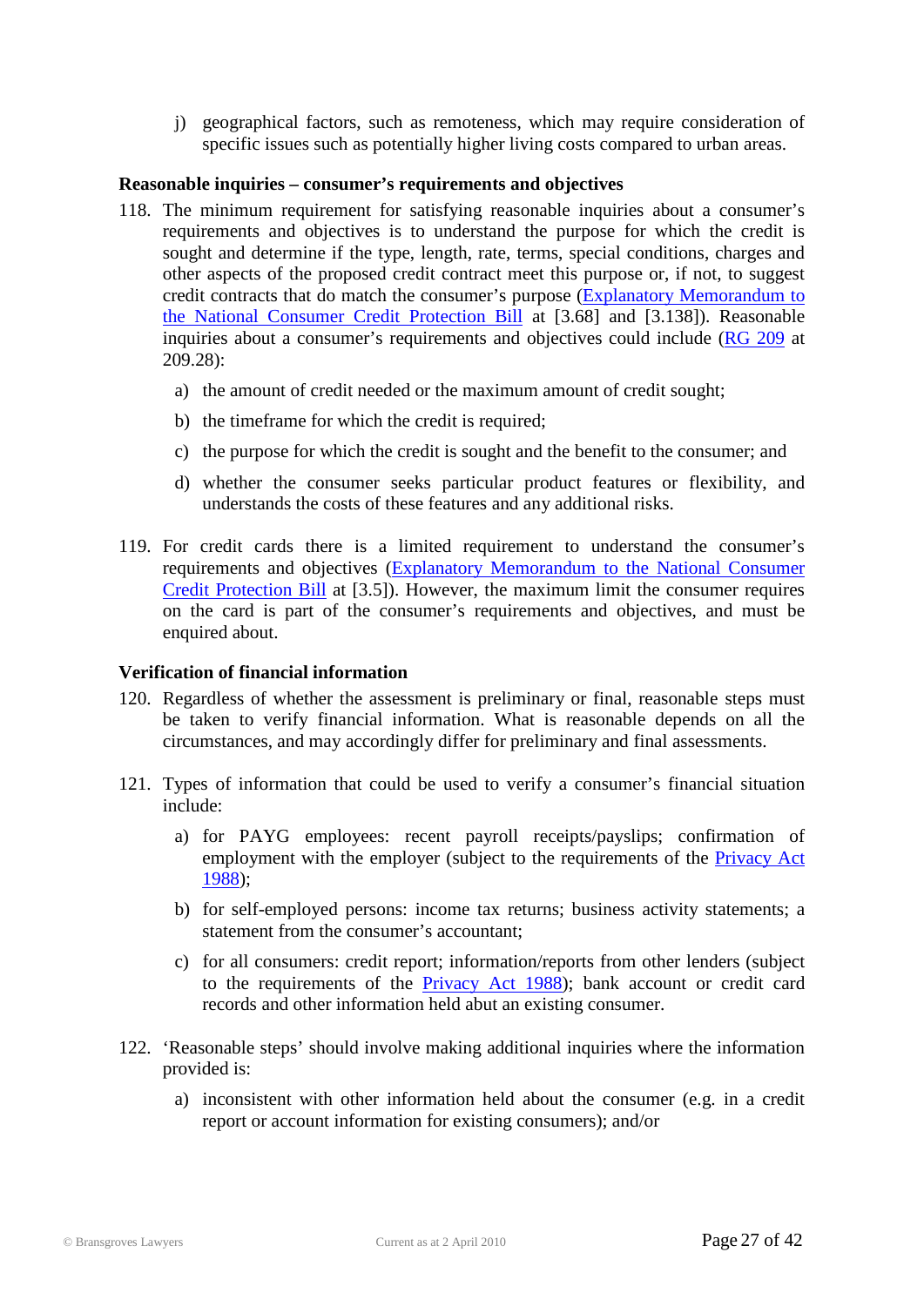j) geographical factors, such as remoteness, which may require consideration of specific issues such as potentially higher living costs compared to urban areas.

**Reasonable inquiries – consumer's requirements and objectives**

118. The minimum requirement for satisfying reasonable inquiries about a consumer's requirements and objectives is to understand the purpose for which the credit is sought and determine if the type, length, rate, terms, special conditions, charges and other aspects of the proposed credit contract meet this purpose or, if not, to suggest credit contracts that do match the consumer's purpose (Explanatory Memorandum to the National Consumer Credit Protection Bill at [3.68] and [3.138]). Reasonable inquiries about a consumer's requirements and objectives could include (RG 209 at 209.28):

    a) the amount of credit needed or the maximum amount of credit sought;

    b) the timeframe for which the credit is required;

    c) the purpose for which the credit is sought and the benefit to the consumer; and

    d) whether the consumer seeks particular product features or flexibility, and understands the costs of these features and any additional risks.

119. For credit cards there is a limited requirement to understand the consumer's requirements and objectives (Explanatory Memorandum to the National Consumer Credit Protection Bill at [3.5]). However, the maximum limit the consumer requires on the card is part of the consumer's requirements and objectives, and must be enquired about.

**Verification of financial information**

120. Regardless of whether the assessment is preliminary or final, reasonable steps must be taken to verify financial information. What is reasonable depends on all the circumstances, and may accordingly differ for preliminary and final assessments.

121. Types of information that could be used to verify a consumer's financial situation include:

    a) for PAYG employees: recent payroll receipts/payslips; confirmation of employment with the employer (subject to the requirements of the Privacy Act 1988);

    b) for self-employed persons: income tax returns; business activity statements; a statement from the consumer's accountant;

    c) for all consumers: credit report; information/reports from other lenders (subject to the requirements of the Privacy Act 1988); bank account or credit card records and other information held abut an existing consumer.

122. 'Reasonable steps' should involve making additional inquiries where the information provided is:

    a) inconsistent with other information held about the consumer (e.g. in a credit report or account information for existing consumers); and/or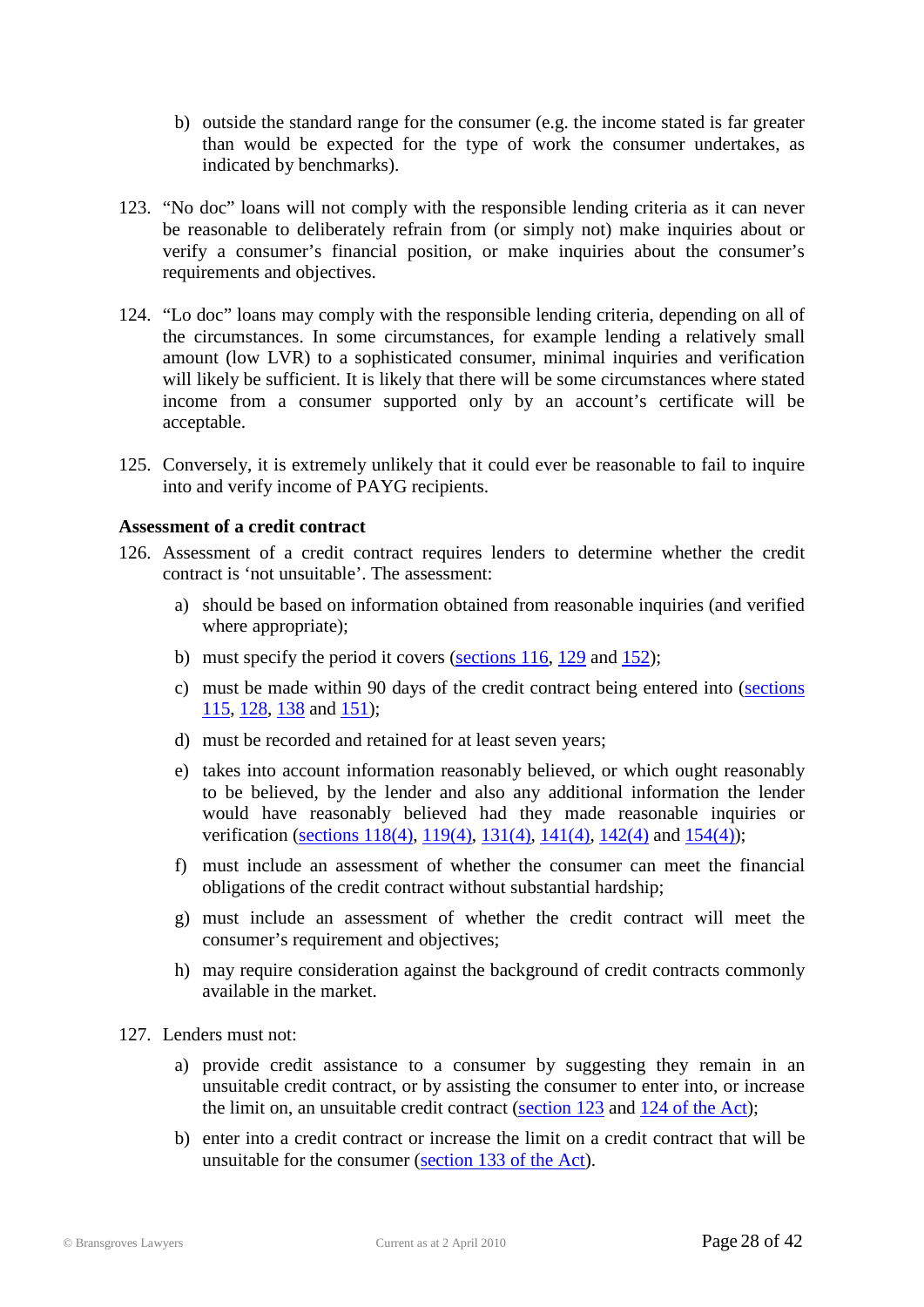b) outside the standard range for the consumer (e.g. the income stated is far greater than would be expected for the type of work the consumer undertakes, as indicated by benchmarks).

123. "No doc" loans will not comply with the responsible lending criteria as it can never be reasonable to deliberately refrain from (or simply not) make inquiries about or verify a consumer's financial position, or make inquiries about the consumer's requirements and objectives.

124. "Lo doc" loans may comply with the responsible lending criteria, depending on all of the circumstances. In some circumstances, for example lending a relatively small amount (low LVR) to a sophisticated consumer, minimal inquiries and verification will likely be sufficient. It is likely that there will be some circumstances where stated income from a consumer supported only by an account's certificate will be acceptable.

125. Conversely, it is extremely unlikely that it could ever be reasonable to fail to inquire into and verify income of PAYG recipients.

**Assessment of a credit contract**

126. Assessment of a credit contract requires lenders to determine whether the credit contract is 'not unsuitable'. The assessment:

   a) should be based on information obtained from reasonable inquiries (and verified where appropriate);

   b) must specify the period it covers (sections 116, 129 and 152);

   c) must be made within 90 days of the credit being entered into (sections 115, 128, 138 and 151);

   d) must be recorded and retained for at least seven years;

   e) takes into account information reasonably believed, or which ought reasonably to be believed, by the lender and also any additional information the lender would have reasonably believed had they made reasonable inquiries or verification (sections 118(4), 119(4), 131(4), 141(4), 142(4) and 154(4));

   f) must include an assessment of whether the consumer can meet the financial obligations of the credit contract without substantial hardship;

   g) must include an assessment of whether the credit contract will meet the consumer's requirement and objectives;

   h) may require consideration against the background of credit contracts commonly available in the market.

127. Lenders must not:

   a) provide credit assistance to a consumer by suggesting they remain in an unsuitable credit contract, or by assisting the consumer to enter into, or increase the limit on, an unsuitable credit contract (section 123 and 124 of the Act);

   b) enter into a credit contract or increase the limit on a credit contract that will be unsuitable for the consumer (section 133 of the Act).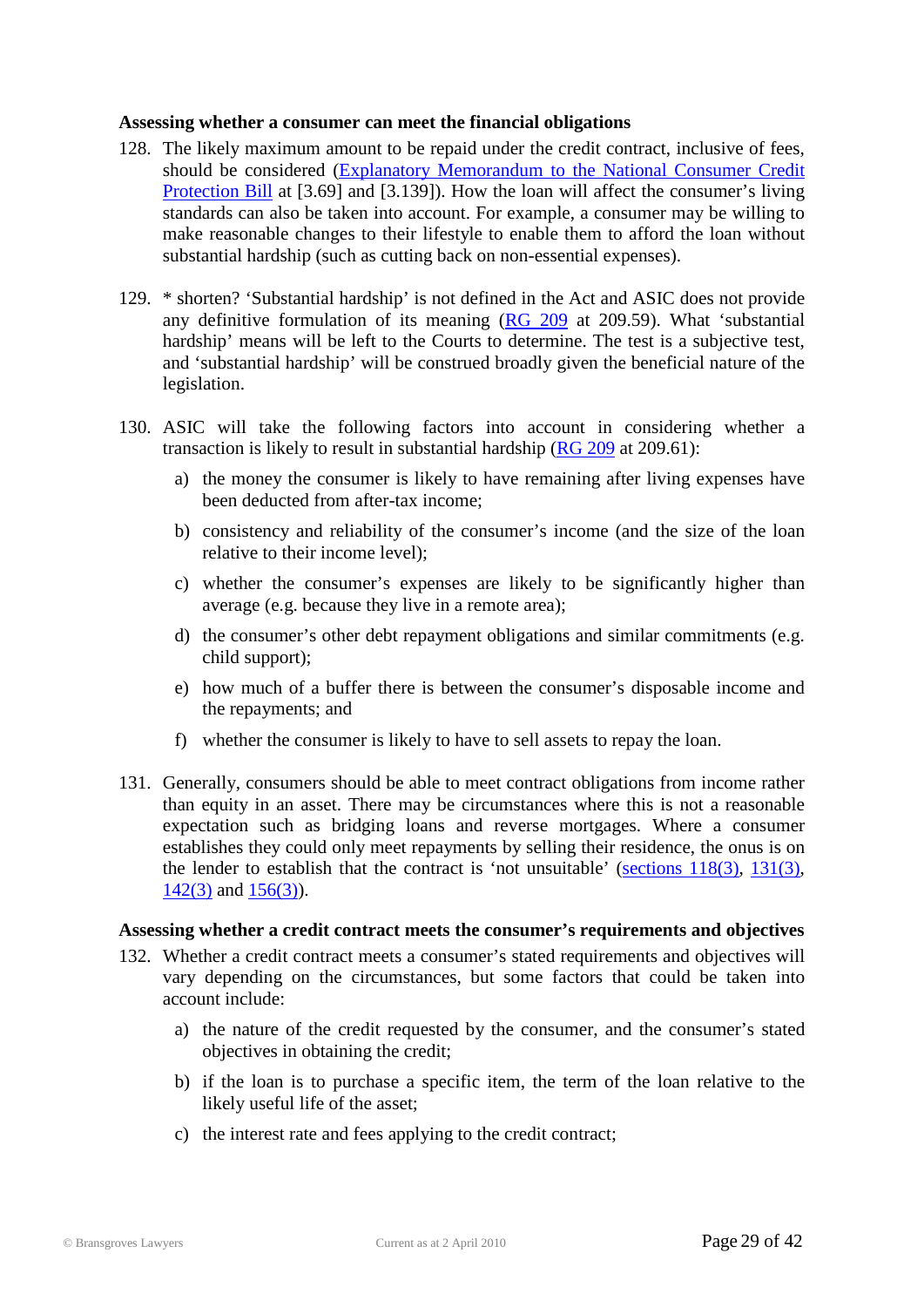**Assessing whether a consumer can meet the financial obligations**

128. The likely maximum amount to be repaid under the credit contract, inclusive of fees, should be considered (Explanatory Memorandum to the National Consumer Credit Protection Bill at [3.69] and [3.139]). How the loan will affect the consumer's living standards can also be taken into account. For example, a consumer may be willing to make reasonable changes to their lifestyle to enable them to afford the loan without substantial hardship (such as cutting back on non-essential expenses).

129. * shorten? 'Substantial hardship' is not defined in the Act and ASIC does not provide any definitive formulation of its meaning (RG 209 at 209.59). What 'substantial hardship' means will be left to the Courts to determine. The test is a subjective test, and 'substantial hardship' will be construed broadly given the beneficial nature of the legislation.

130. ASIC will take the following factors into account in considering whether a transaction is likely to result in substantial hardship (RG 209 at 209.61):

    a) the money the consumer is likely to have remaining after living expenses have been deducted from after-tax income;

    b) consistency and reliability of the consumer's income (and the size of the loan relative to their income level);

    c) whether the consumer's expenses are likely to be significantly higher than average (e.g. because they live in a remote area);

    d) the consumer's other debt repayment obligations and similar commitments (e.g. child support);

    e) how much of a buffer there is between the consumer's disposable income and the repayments; and

    f) whether the consumer is likely to have to sell assets to repay the loan.

131. Generally, consumers should be able to meet contract obligations from income rather than equity in an asset. There may be circumstances where this is not a reasonable expectation such as bridging loans and reverse mortgages. Where a consumer establishes they could only meet repayments by selling their residence, the onus is on the lender to establish that the contract is 'not unsuitable' (sections 118(3), 131(3), 142(3) and 156(3)).

**Assessing whether a credit contract meets the consumer's requirements and objectives**

132. Whether a credit contract meets a consumer's stated requirements and objectives will vary depending on the circumstances, but some factors that could be taken into account include:

    a) the nature of the credit requested by the consumer, and the consumer's stated objectives in obtaining the credit;

    b) if the loan is to purchase a specific item, the term of the loan relative to the likely useful life of the asset;

    c) the interest rate and fees applying to the credit contract;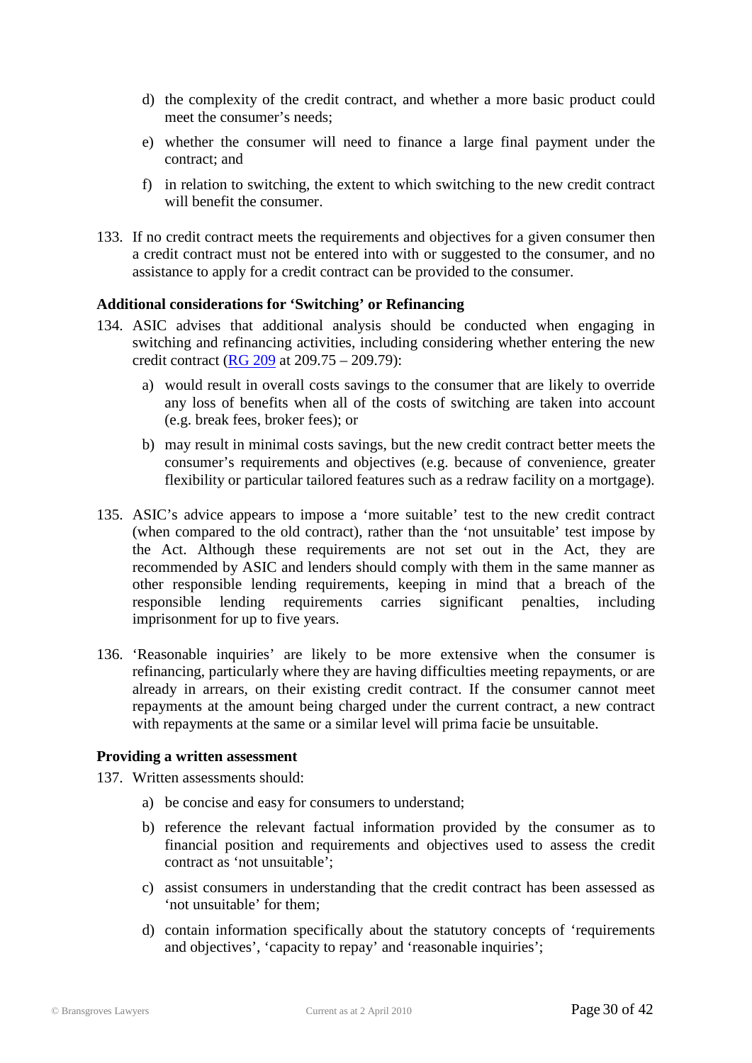d) the complexity of the credit contract, and whether a more basic product could meet the consumer's needs;

e) whether the consumer will need to finance a large final payment under the contract; and

f) in relation to switching, the extent to which switching to the new credit contract will benefit the consumer.

133. If no credit contract meets the requirements and objectives for a given consumer then a credit contract must not be entered into with or suggested to the consumer, and no assistance to apply for a credit contract can be provided to the consumer.

**Additional considerations for 'Switching' or Refinancing**

134. ASIC advises that additional analysis should be conducted when engaging in switching and refinancing activities, including considering whether entering the new credit contract (RG 209 at 209.75 – 209.79):

a) would result in overall costs savings to the consumer that are likely to override any loss of benefits when all of the costs of switching are taken into account (e.g. break fees, broker fees); or

b) may result in minimal costs savings, but the new credit contract better meets the consumer's requirements and objectives (e.g. because of convenience, greater flexibility or particular tailored features such as a redraw facility on a mortgage).

135. ASIC's advice appears to impose a 'more suitable' test to the new credit contract (when compared to the old contract), rather than the 'not unsuitable' test impose by the Act. Although these requirements are not set out in the Act, they are recommended by ASIC and lenders should comply with them in the same manner as other responsible lending requirements, keeping in mind that a breach of the responsible lending requirements carries significant penalties, including imprisonment for up to five years.

136. 'Reasonable inquiries' are likely to be more extensive when the consumer is refinancing, particularly where they are having difficulties meeting repayments, or are already in arrears, on their existing credit contract. If the consumer cannot meet repayments at the amount being charged under the current contract, a new contract with repayments at the same or a similar level will prima facie be unsuitable.

**Providing a written assessment**

137. Written assessments should:

a) be concise and easy for consumers to understand;

b) reference the relevant factual information provided by the consumer as to financial position and requirements and objectives used to assess the credit contract as 'not unsuitable';

c) assist consumers in understanding that the credit contract has been assessed as 'not unsuitable' for them;

d) contain information specifically about the statutory concepts of 'requirements and objectives', 'capacity to repay' and 'reasonable inquiries';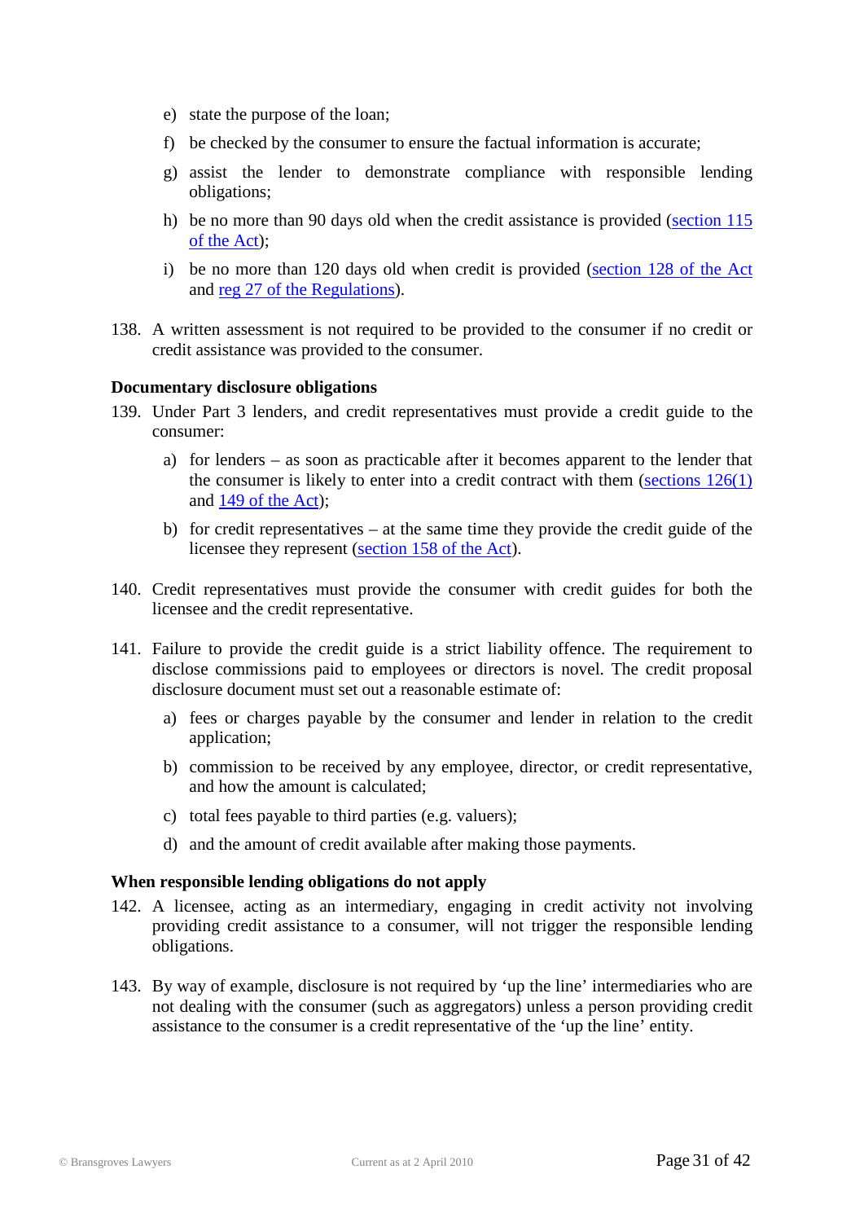e) state the purpose of the loan;

f) be checked by the consumer to ensure the factual information is accurate;

g) assist the lender to demonstrate compliance with responsible lending obligations;

h) be no more than 90 days old when the credit assistance is provided (section 115 of the Act);

i) be no more than 120 days old when credit is provided (section 128 of the Act and reg 27 of the Regulations).

138. A written assessment is not required to be provided to the consumer if no credit or credit assistance was provided to the consumer.

**Documentary disclosure obligations**

139. Under Part 3 lenders, and credit representatives must provide a credit guide to the consumer:

a) for lenders – as soon as practicable after it becomes apparent to the lender that the consumer is likely to enter into a credit contract with them (sections 126(1) and 149 of the Act);

b) for credit representatives – at the same time they provide the credit guide of the licensee they represent (section 158 of the Act).

140. Credit representatives must provide the consumer with credit guides for both the licensee and the credit representative.

141. Failure to provide the credit guide is a strict liability offence. The requirement to disclose commissions paid to employees or directors is novel. The credit proposal disclosure document must set out a reasonable estimate of:

a) fees or charges payable by the consumer and lender in relation to the credit application;

b) commission to be received by any employee, director, or credit representative, and how the amount is calculated;

c) total fees payable to third parties (e.g. valuers);

d) and the amount of credit available after making those payments.

**When responsible lending obligations do not apply**

142. A licensee, acting as an intermediary, engaging in credit activity not involving providing credit assistance to a consumer, will not trigger the responsible lending obligations.

143. By way of example, disclosure is not required by 'up the line' intermediaries who are not dealing with the consumer (such as aggregators) unless a person providing credit assistance to the consumer is a credit representative of the 'up the line' entity.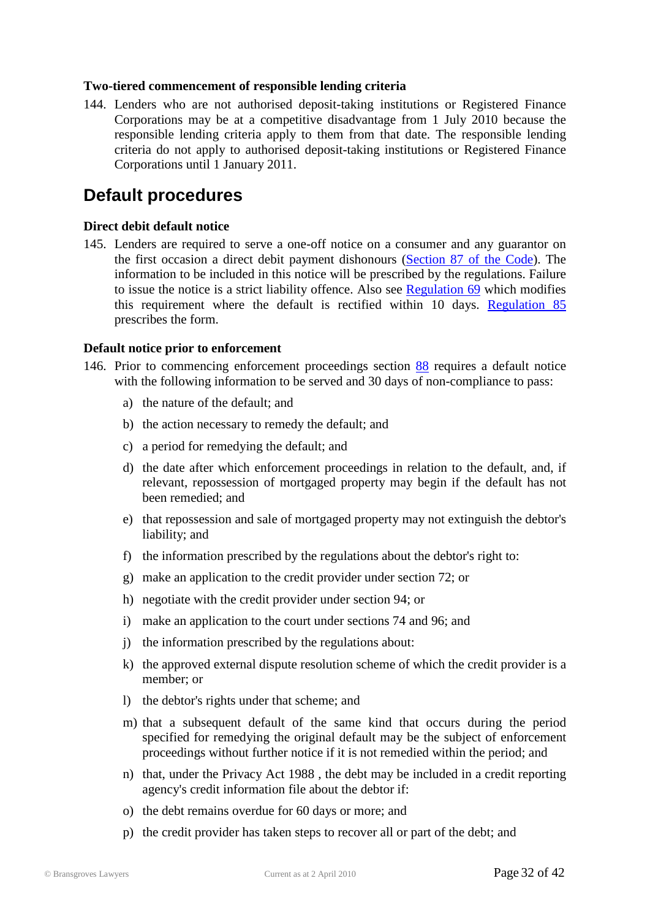### Two-tiered commencement of responsible lending criteria

144. Lenders who are not authorised deposit-taking institutions or Registered Finance Corporations may be at a competitive disadvantage from 1 July 2010 because the responsible lending criteria apply to them from that date. The responsible lending criteria do not apply to authorised deposit-taking institutions or Registered Finance Corporations until 1 January 2011.

## Default procedures

### Direct debit default notice

145. Lenders are required to serve a one-off notice on a consumer and any guarantor on the first occasion a direct debit payment dishonours (Section 87 of the Code). The information to be included in this notice will be prescribed by the regulations. Failure to issue the notice is a strict liability offence. Also see Regulation 69 which modifies this requirement where the default is rectified within 10 days. Regulation 85 prescribes the form.

### Default notice prior to enforcement

146. Prior to commencing enforcement proceedings section 88 requires a default notice with the following information to be served and 30 days of non-compliance to pass:

    a) the nature of the default; and

    b) the action necessary to remedy the default; and

    c) a period for remedying the default; and

    d) the date after which enforcement proceedings in relation to the default, and, if relevant, repossession of mortgaged property may begin if the default has not been remedied; and

    e) that repossession and sale of mortgaged property may not extinguish the debtor's liability; and

    f) the information prescribed by the regulations about the debtor's right to:

    g) make an application to the credit provider under section 72; or

    h) negotiate with the credit provider under section 94; or

    i) make an application to the court under sections 74 and 96; and

    j) the information prescribed by the regulations about:

    k) the approved external dispute resolution scheme of which the credit provider is a member; or

    l) the debtor's rights under that scheme; and

    m) that a subsequent default of the same kind that occurs during the period specified for remedying the original default may be the subject of enforcement proceedings without further notice if it is not remedied within the period; and

    n) that, under the Privacy Act 1988 , the debt may be included in a credit reporting agency's credit information file about the debtor if:

    o) the debt remains overdue for 60 days or more; and

    p) the credit provider has taken steps to recover all or part of the debt; and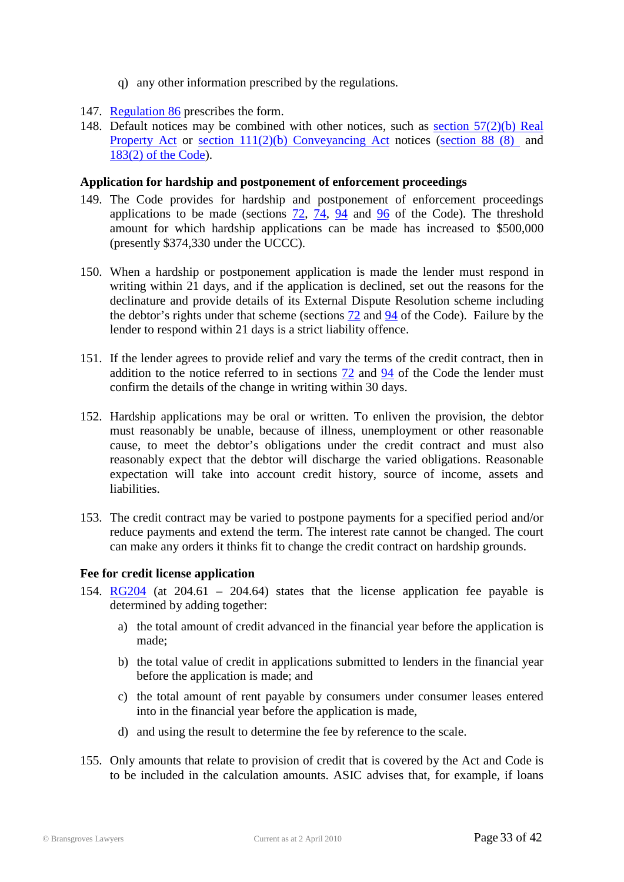q) any other information prescribed by the regulations.

147. Regulation 86 prescribes the form.
148. Default notices may be combined with other notices, such as section 57(2)(b) Real Property Act or section 111(2)(b) Conveyancing Act notices (section 88 (8) and 183(2) of the Code).

**Application for hardship and postponement of enforcement proceedings**

149. The Code provides for hardship and postponement of enforcement proceedings applications to be made (sections 72, 74, 94 and 96 of the Code). The threshold amount for which hardship applications can be made has increased to $500,000 (presently $374,330 under the UCCC).

150. When a hardship or postponement application is made the lender must respond in writing within 21 days, and if the application is declined, set out the reasons for the declinature and provide details of its External Dispute Resolution scheme including the debtor's rights under that scheme (sections 72 and 94 of the Code). Failure by the lender to respond within 21 days is a strict liability offence.

151. If the lender agrees to provide relief and vary the terms of the credit contract, then in addition to the notice referred to in sections 72 and 94 of the Code the lender must confirm the details of the change in writing within 30 days.

152. Hardship applications may be oral or written. To enliven the provision, the debtor must reasonably be unable, because of illness, unemployment or other reasonable cause, to meet the debtor's obligations under the credit contract and must also reasonably expect that the debtor will discharge the varied obligations. Reasonable expectation will take into account credit history, source of income, assets and liabilities.

153. The credit contract may be varied to postpone payments for a specified period and/or reduce payments and extend the term. The interest rate cannot be changed. The court can make any orders it thinks fit to change the credit contract on hardship grounds.

**Fee for credit license application**

154. RG204 (at 204.61 – 204.64) states that the license application fee payable is determined by adding together:

    a) the total amount of credit advanced in the financial year before the application is made;

    b) the total value of credit in applications submitted to lenders in the financial year before the application is made; and

    c) the total amount of rent payable by consumers under consumer leases entered into in the financial year before the application is made,

    d) and using the result to determine the fee by reference to the scale.

155. Only amounts that relate to provision of credit that is covered by the Act and Code is to be included in the calculation amounts. ASIC advises that, for example, if loans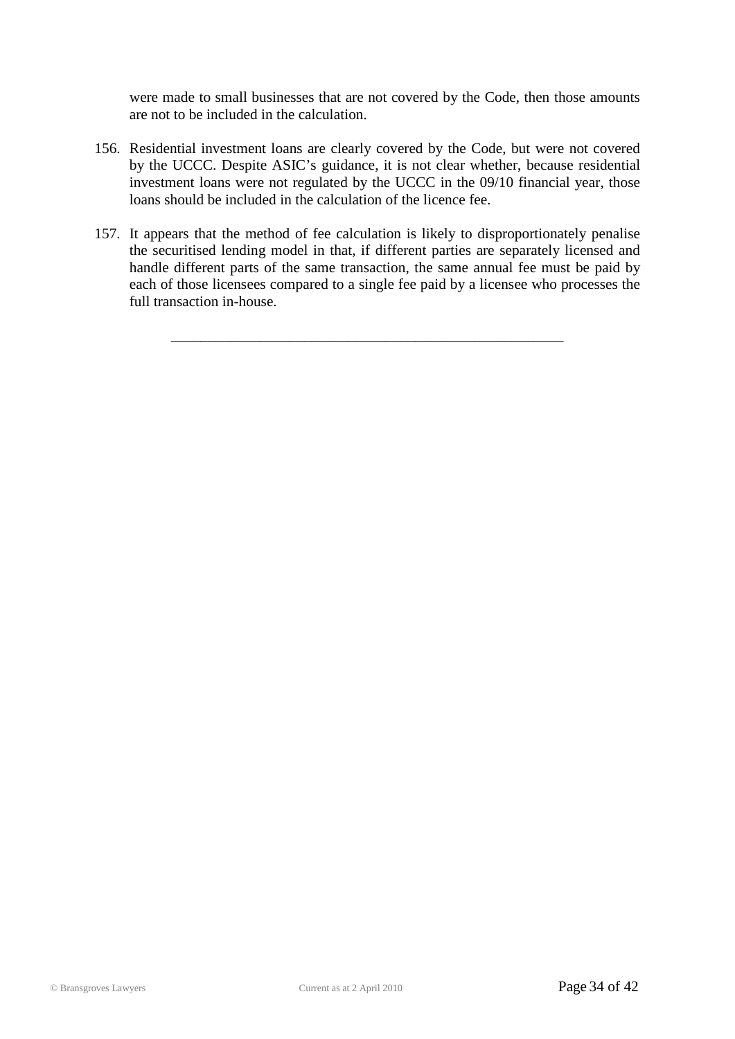were made to small businesses that are not covered by the Code, then those amounts are not to be included in the calculation.

156. Residential investment loans are clearly covered by the Code, but were not covered by the UCCC. Despite ASIC's guidance, it is not clear whether, because residential investment loans were not regulated by the UCCC in the 09/10 financial year, those loans should be included in the calculation of the licence fee.

157. It appears that the method of fee calculation is likely to disproportionately penalise the securitised lending model in that, if different parties are separately licensed and handle different parts of the same transaction, the same annual fee must be paid by each of those licensees compared to a single fee paid by a licensee who processes the full transaction in-house.

---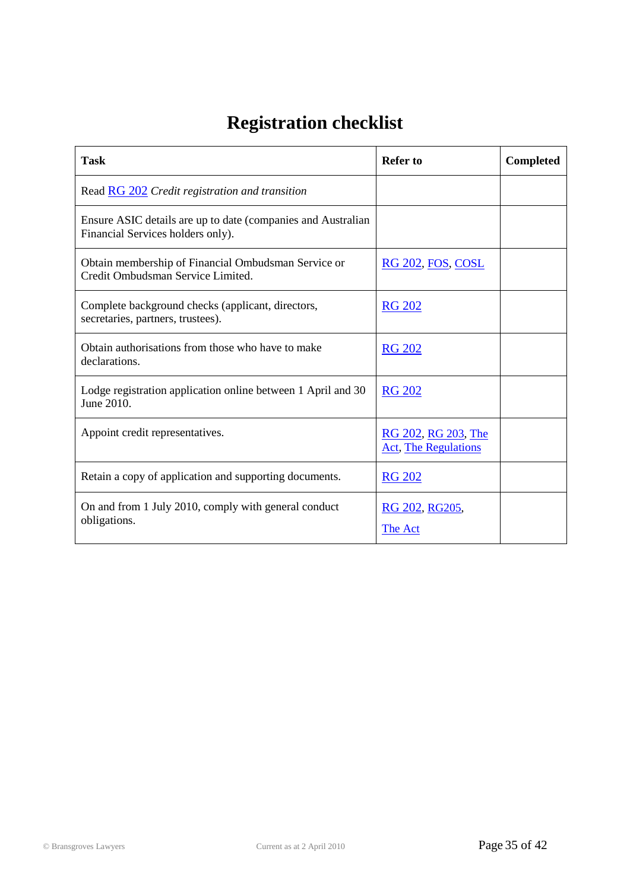# Registration checklist

| Task | Refer to | Completed |
| --- | --- | --- |
| Read RG 202 *Credit registration and transition* | | |
| Ensure ASIC details are up to date (companies and Australian Financial Services holders only). | | |
| Obtain membership of Financial Ombudsman Service or Credit Ombudsman Service Limited. | RG 202, FOS, COSL | |
| Complete background checks (applicant, directors, secretaries, partners, trustees). | RG 202 | |
| Obtain authorisations from those who have to make declarations. | RG 202 | |
| Lodge registration application online between 1 April and 30 June 2010. | RG 202 | |
| Appoint credit representatives. | RG 202, RG 203, The Act, The Regulations | |
| Retain a copy of application and supporting documents. | RG 202 | |
| On and from 1 July 2010, comply with general conduct obligations. | RG 202, RG205, The Act | |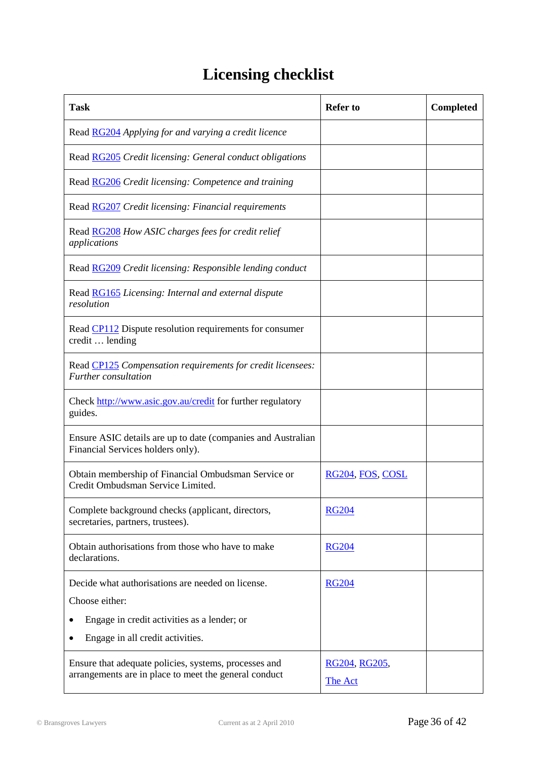# Licensing checklist

| Task | Refer to | Completed |
|---|---|---|
| Read RG204 *Applying for and varying a credit licence* | | |
| Read RG205 *Credit licensing: General conduct obligations* | | |
| Read RG206 *Credit licensing: Competence and training* | | |
| Read RG207 *Credit licensing: Financial requirements* | | |
| Read RG208 *How ASIC charges fees for credit relief applications* | | |
| Read RG209 *Credit licensing: Responsible lending conduct* | | |
| Read RG165 *Licensing: Internal and external dispute resolution* | | |
| Read CP112 Dispute resolution requirements for consumer credit … lending | | |
| Read CP125 *Compensation requirements for credit licensees: Further consultation* | | |
| Check http://www.asic.gov.au/credit for further regulatory guides. | | |
| Ensure ASIC details are up to date (companies and Australian Financial Services holders only). | | |
| Obtain membership of Financial Ombudsman Service or Credit Ombudsman Service Limited. | RG204, FOS, COSL | |
| Complete background checks (applicant, directors, secretaries, partners, trustees). | RG204 | |
| Obtain authorisations from those who have to make declarations. | RG204 | |
| Decide what authorisations are needed on license. Choose either: • Engage in credit activities as a lender; or • Engage in all credit activities. | RG204 | |
| Ensure that adequate policies, systems, processes and arrangements are in place to meet the general conduct | RG204, RG205, The Act | |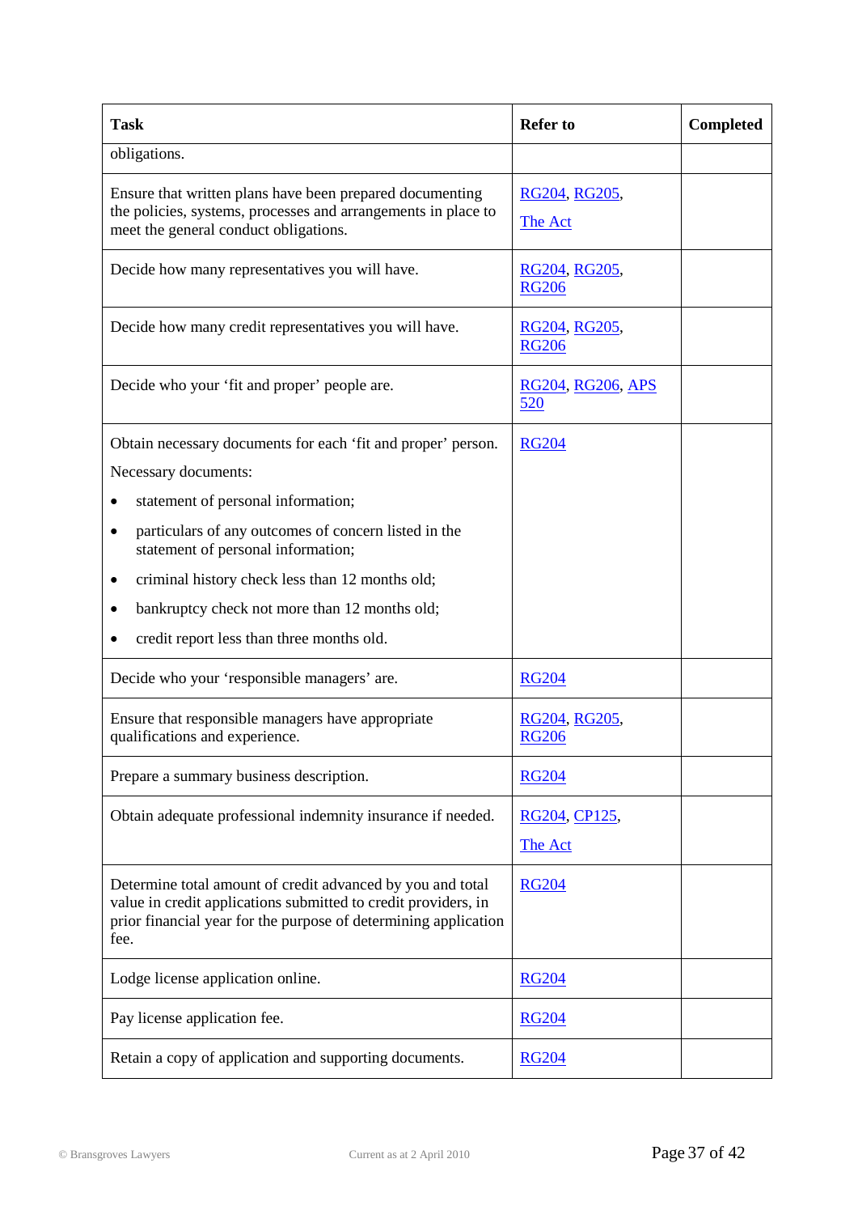| Task | Refer to | Completed |
|---|---|---|
| obligations. | | |
| Ensure that written plans have been prepared documenting the policies, systems, processes and arrangements in place to meet the general conduct obligations. | RG204, RG205, The Act | |
| Decide how many representatives you will have. | RG204, RG205, RG206 | |
| Decide how many credit representatives you will have. | RG204, RG205, RG206 | |
| Decide who your 'fit and proper' people are. | RG204, RG206, APS 520 | |
| Obtain necessary documents for each 'fit and proper' person.<br>Necessary documents:<br>• statement of personal information;<br>• particulars of any outcomes of concern listed in the statement of personal information;<br>• criminal history check less than 12 months old;<br>• bankruptcy check not more than 12 months old;<br>• credit report less than three months old. | RG204 | |
| Decide who your 'responsible managers' are. | RG204 | |
| Ensure that responsible managers have appropriate qualifications and experience. | RG204, RG205, RG206 | |
| Prepare a summary business description. | RG204 | |
| Obtain adequate professional indemnity insurance if needed. | RG204, CP125, The Act | |
| Determine total amount of credit advanced by you and total value in credit applications submitted to credit providers, in prior financial year for the purpose of determining application fee. | RG204 | |
| Lodge license application online. | RG204 | |
| Pay license application fee. | RG204 | |
| Retain a copy of application and supporting documents. | RG204 | |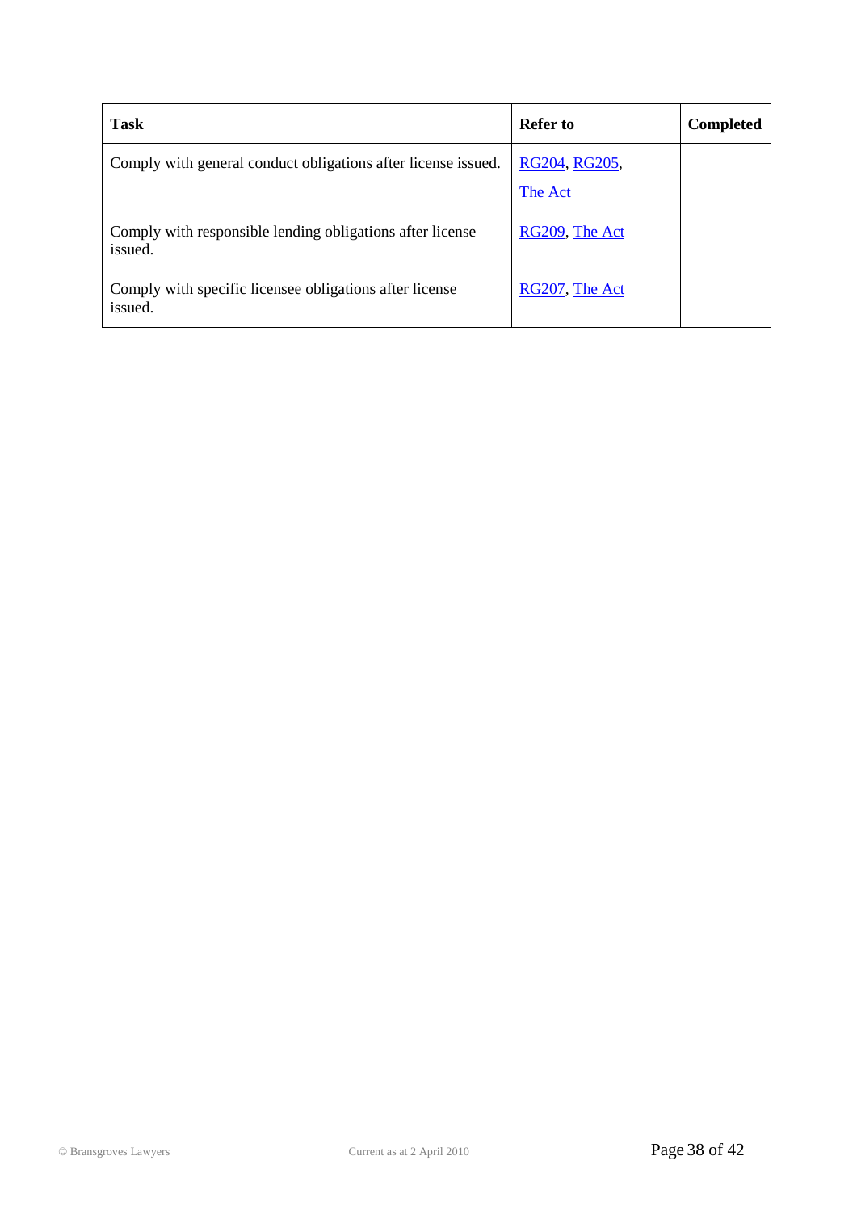| Task | Refer to | Completed |
| --- | --- | --- |
| Comply with general conduct obligations after license issued. | RG204, RG205, The Act | |
| Comply with responsible lending obligations after license issued. | RG209, The Act | |
| Comply with specific licensee obligations after license issued. | RG207, The Act | |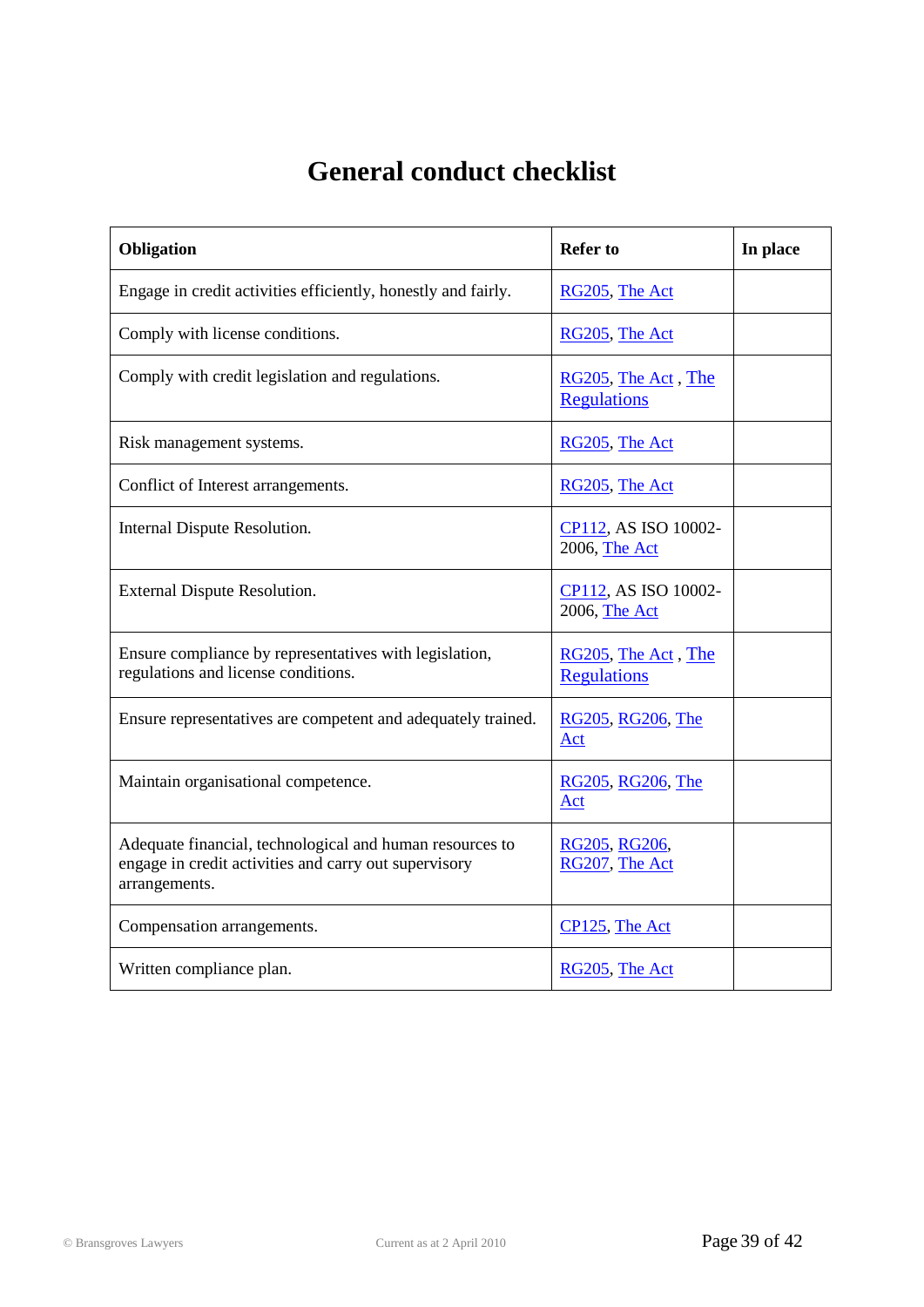# General conduct checklist

| Obligation | Refer to | In place |
|---|---|---|
| Engage in credit activities efficiently, honestly and fairly. | RG205, The Act | |
| Comply with license conditions. | RG205, The Act | |
| Comply with credit legislation and regulations. | RG205, The Act , The Regulations | |
| Risk management systems. | RG205, The Act | |
| Conflict of Interest arrangements. | RG205, The Act | |
| Internal Dispute Resolution. | CP112, AS ISO 10002-2006, The Act | |
| External Dispute Resolution. | CP112, AS ISO 10002-2006, The Act | |
| Ensure compliance by representatives with legislation, regulations and license conditions. | RG205, The Act , The Regulations | |
| Ensure representatives are competent and adequately trained. | RG205, RG206, The Act | |
| Maintain organisational competence. | RG205, RG206, The Act | |
| Adequate financial, technological and human resources to engage in credit activities and carry out supervisory arrangements. | RG205, RG206, RG207, The Act | |
| Compensation arrangements. | CP125, The Act | |
| Written compliance plan. | RG205, The Act | |

© Bransgroves Lawyers Current as at 2 April 2010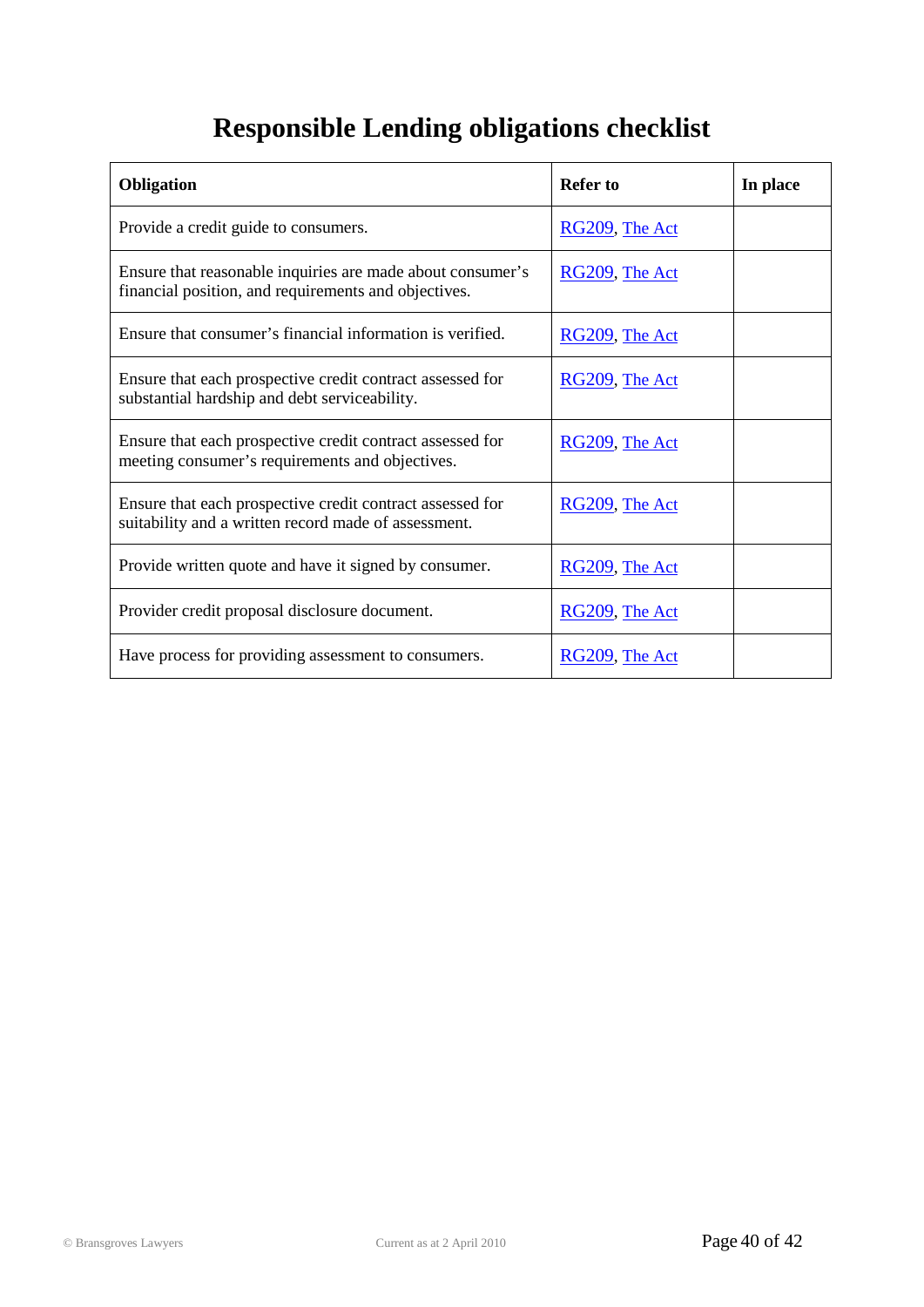# Responsible Lending obligations checklist

| Obligation | Refer to | In place |
| --- | --- | --- |
| Provide a credit guide to consumers. | RG209, The Act | |
| Ensure that reasonable inquiries are made about consumer's financial position, and requirements and objectives. | RG209, The Act | |
| Ensure that consumer's financial information is verified. | RG209, The Act | |
| Ensure that each prospective credit contract assessed for substantial hardship and debt serviceability. | RG209, The Act | |
| Ensure that each prospective credit contract assessed for meeting consumer's requirements and objectives. | RG209, The Act | |
| Ensure that each prospective credit contract assessed for suitability and a written record made of assessment. | RG209, The Act | |
| Provide written quote and have it signed by consumer. | RG209, The Act | |
| Provider credit proposal disclosure document. | RG209, The Act | |
| Have process for providing assessment to consumers. | RG209, The Act | |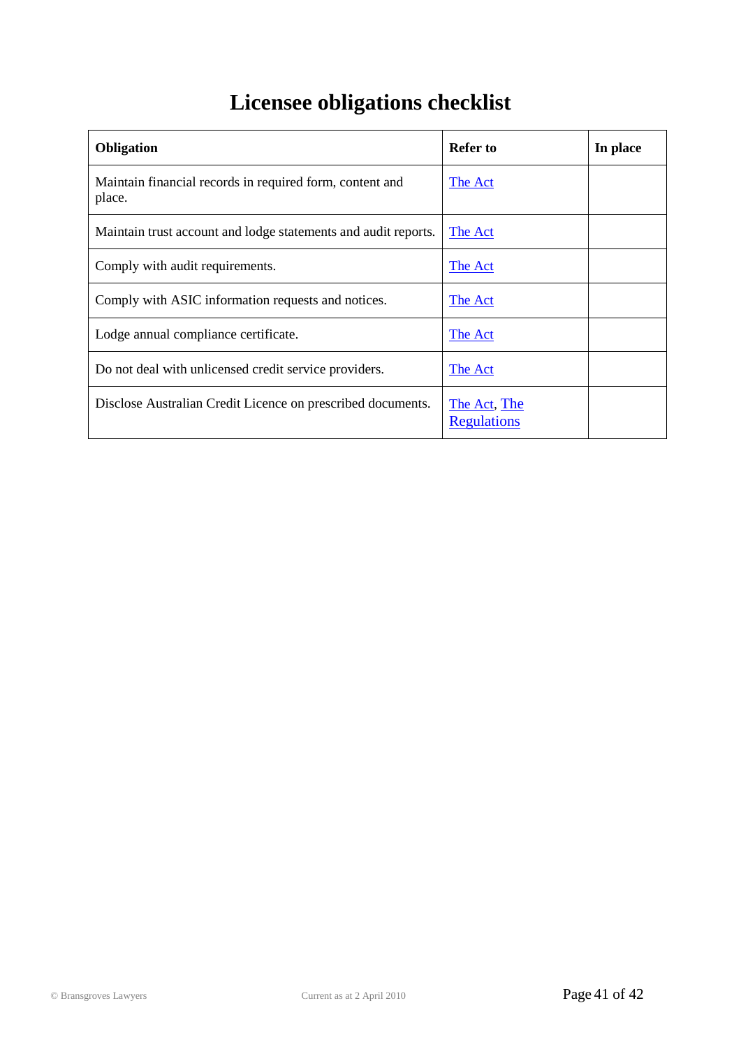# Licensee obligations checklist

| Obligation | Refer to | In place |
|---|---|---|
| Maintain financial records in required form, content and place. | The Act | |
| Maintain trust account and lodge statements and audit reports. | The Act | |
| Comply with audit requirements. | The Act | |
| Comply with ASIC information requests and notices. | The Act | |
| Lodge annual compliance certificate. | The Act | |
| Do not deal with unlicensed credit service providers. | The Act | |
| Disclose Australian Credit Licence on prescribed documents. | The Act, The Regulations | |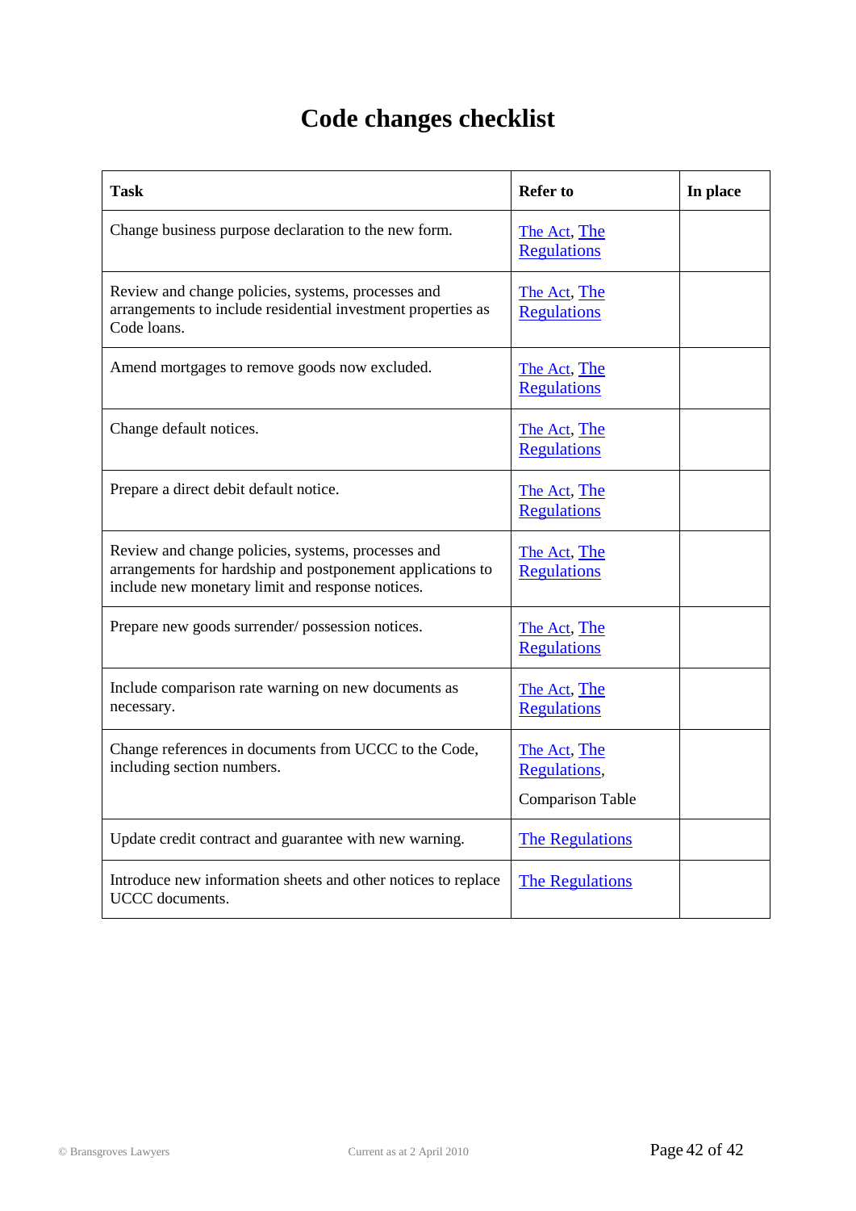# Code changes checklist

| Task | Refer to | In place |
|---|---|---|
| Change business purpose declaration to the new form. | The Act, The Regulations | |
| Review and change policies, systems, processes and arrangements to include residential investment properties as Code loans. | The Act, The Regulations | |
| Amend mortgages to remove goods now excluded. | The Act, The Regulations | |
| Change default notices. | The Act, The Regulations | |
| Prepare a direct debit default notice. | The Act, The Regulations | |
| Review and change policies, systems, processes and arrangements for hardship and postponement applications to include new monetary limit and response notices. | The Act, The Regulations | |
| Prepare new goods surrender/ possession notices. | The Act, The Regulations | |
| Include comparison rate warning on new documents as necessary. | The Act, The Regulations | |
| Change references in documents from UCCC to the Code, including section numbers. | The Act, The Regulations, Comparison Table | |
| Update credit contract and guarantee with new warning. | The Regulations | |
| Introduce new information sheets and other notices to replace UCCC documents. | The Regulations | |